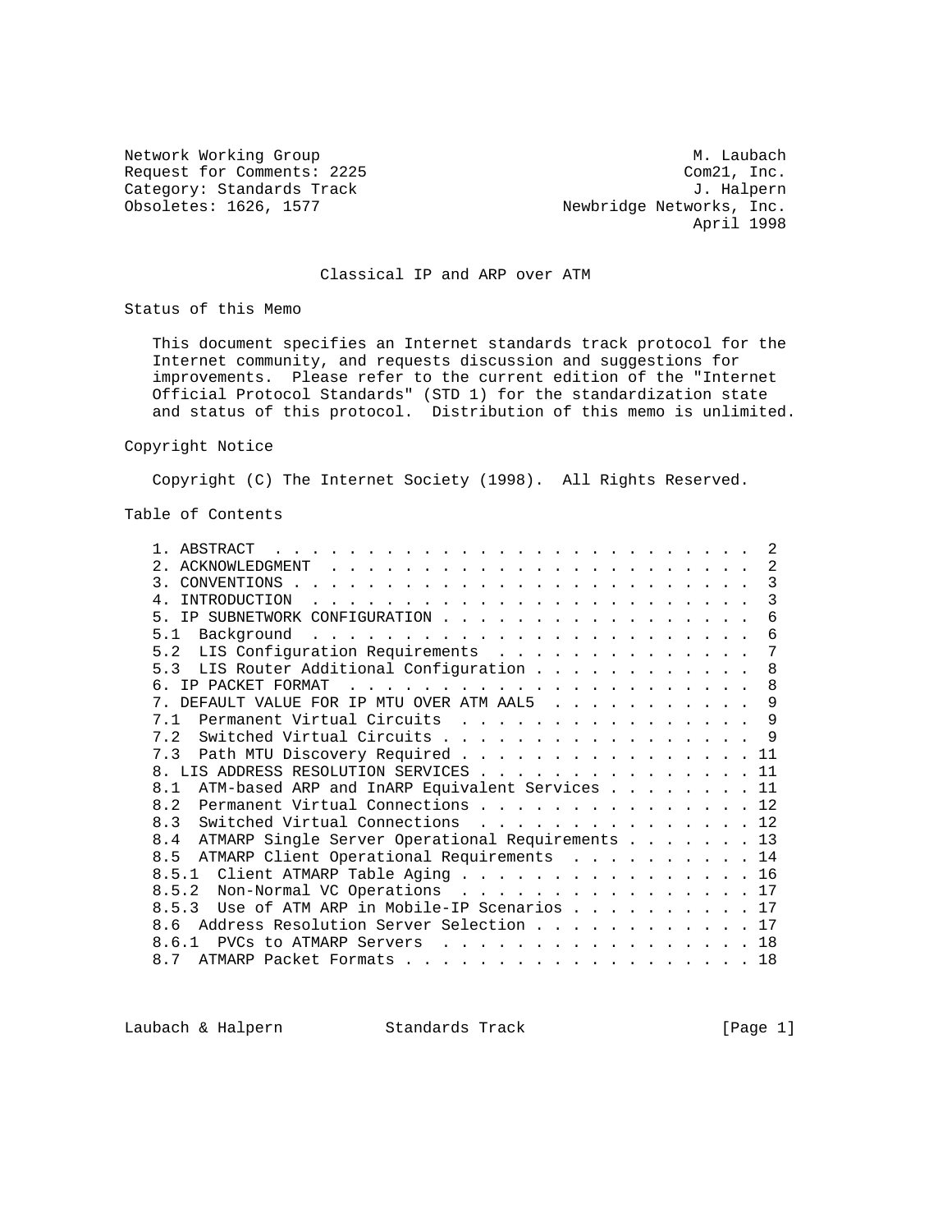Network Working Group M. Laubach
Request for Comments: 2225 Com21, Inc.
Category: Standards Track J. Halpern
Obsoletes: 1626, 1577 Newbridge Networks, Inc.
April 1998

# Classical IP and ARP over ATM

## Status of this Memo

This document specifies an Internet standards track protocol for the Internet community, and requests discussion and suggestions for improvements. Please refer to the current edition of the "Internet Official Protocol Standards" (STD 1) for the standardization state and status of this protocol. Distribution of this memo is unlimited.

## Copyright Notice

Copyright (C) The Internet Society (1998). All Rights Reserved.

## Table of Contents

```
1. ABSTRACT . . . . . . . . . . . . . . . . . . . . . . . . . . .  2
2. ACKNOWLEDGMENT  . . . . . . . . . . . . . . . . . . . . . . . .  2
3. CONVENTIONS . . . . . . . . . . . . . . . . . . . . . . . . . .  3
4. INTRODUCTION  . . . . . . . . . . . . . . . . . . . . . . . . .  3
5. IP SUBNETWORK CONFIGURATION . . . . . . . . . . . . . . . . . .  6
5.1  Background  . . . . . . . . . . . . . . . . . . . . . . . . .  6
5.2  LIS Configuration Requirements  . . . . . . . . . . . . . . .  7
5.3  LIS Router Additional Configuration . . . . . . . . . . . . .  8
6. IP PACKET FORMAT  . . . . . . . . . . . . . . . . . . . . . . .  8
7. DEFAULT VALUE FOR IP MTU OVER ATM AAL5  . . . . . . . . . . . .  9
7.1  Permanent Virtual Circuits  . . . . . . . . . . . . . . . . .  9
7.2  Switched Virtual Circuits . . . . . . . . . . . . . . . . . .  9
7.3  Path MTU Discovery Required . . . . . . . . . . . . . . . . . 11
8. LIS ADDRESS RESOLUTION SERVICES . . . . . . . . . . . . . . . . 11
8.1  ATM-based ARP and InARP Equivalent Services . . . . . . . . . 11
8.2  Permanent Virtual Connections . . . . . . . . . . . . . . . . 12
8.3  Switched Virtual Connections  . . . . . . . . . . . . . . . . 12
8.4  ATMARP Single Server Operational Requirements . . . . . . . . 13
8.5  ATMARP Client Operational Requirements  . . . . . . . . . . . 14
8.5.1  Client ATMARP Table Aging . . . . . . . . . . . . . . . . . 16
8.5.2  Non-Normal VC Operations  . . . . . . . . . . . . . . . . . 17
8.5.3  Use of ATM ARP in Mobile-IP Scenarios . . . . . . . . . . . 17
8.6  Address Resolution Server Selection . . . . . . . . . . . . . 17
8.6.1  PVCs to ATMARP Servers  . . . . . . . . . . . . . . . . . . 18
8.7  ATMARP Packet Formats . . . . . . . . . . . . . . . . . . . . 18
```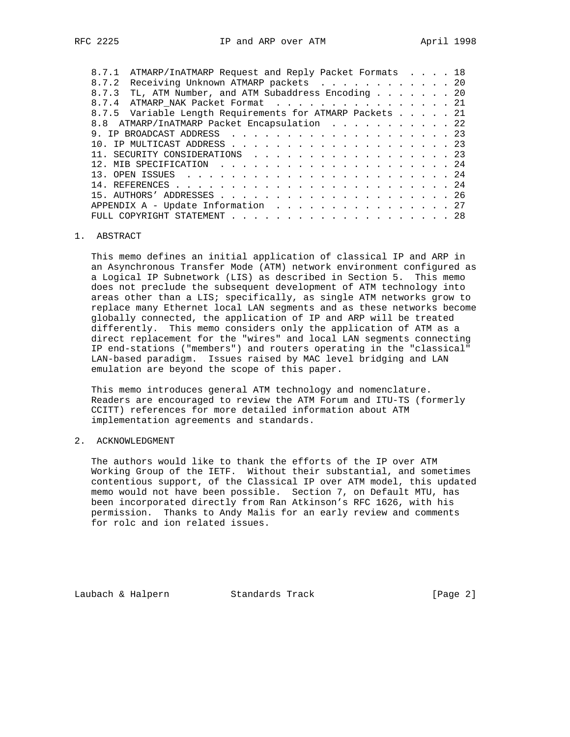8.7.1 ATMARP/InATMARP Request and Reply Packet Formats . . . . 18
8.7.2 Receiving Unknown ATMARP packets . . . . . . . . . . . . 20
8.7.3 TL, ATM Number, and ATM Subaddress Encoding . . . . . . . 20
8.7.4 ATMARP_NAK Packet Format . . . . . . . . . . . . . . . . 21
8.7.5 Variable Length Requirements for ATMARP Packets . . . . . 21
8.8 ATMARP/InATMARP Packet Encapsulation . . . . . . . . . . . 22
9. IP BROADCAST ADDRESS . . . . . . . . . . . . . . . . . . . . . 23
10. IP MULTICAST ADDRESS . . . . . . . . . . . . . . . . . . . . . 23
11. SECURITY CONSIDERATIONS . . . . . . . . . . . . . . . . . . . 23
12. MIB SPECIFICATION . . . . . . . . . . . . . . . . . . . . . . 24
13. OPEN ISSUES . . . . . . . . . . . . . . . . . . . . . . . . . 24
14. REFERENCES . . . . . . . . . . . . . . . . . . . . . . . . . . 24
15. AUTHORS' ADDRESSES . . . . . . . . . . . . . . . . . . . . . . 26
APPENDIX A - Update Information . . . . . . . . . . . . . . . . . 27
FULL COPYRIGHT STATEMENT . . . . . . . . . . . . . . . . . . . . . 28

## 1. ABSTRACT

This memo defines an initial application of classical IP and ARP in an Asynchronous Transfer Mode (ATM) network environment configured as a Logical IP Subnetwork (LIS) as described in Section 5. This memo does not preclude the subsequent development of ATM technology into areas other than a LIS; specifically, as single ATM networks grow to replace many Ethernet local LAN segments and as these networks become globally connected, the application of IP and ARP will be treated differently. This memo considers only the application of ATM as a direct replacement for the "wires" and local LAN segments connecting IP end-stations ("members") and routers operating in the "classical" LAN-based paradigm. Issues raised by MAC level bridging and LAN emulation are beyond the scope of this paper.

This memo introduces general ATM technology and nomenclature. Readers are encouraged to review the ATM Forum and ITU-TS (formerly CCITT) references for more detailed information about ATM implementation agreements and standards.

## 2. ACKNOWLEDGMENT

The authors would like to thank the efforts of the IP over ATM Working Group of the IETF. Without their substantial, and sometimes contentious support, of the Classical IP over ATM model, this updated memo would not have been possible. Section 7, on Default MTU, has been incorporated directly from Ran Atkinson's RFC 1626, with his permission. Thanks to Andy Malis for an early review and comments for rolc and ion related issues.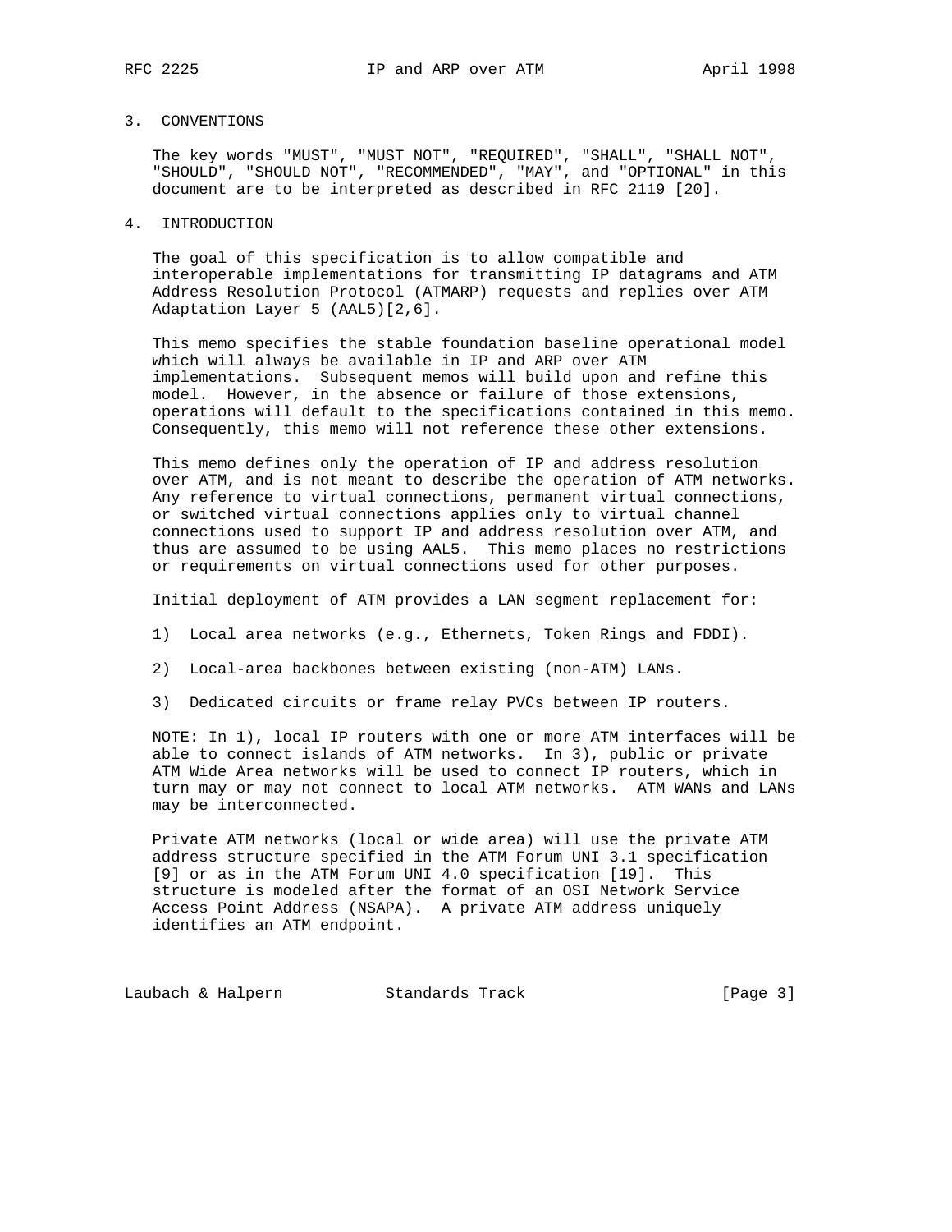## 3. CONVENTIONS

The key words "MUST", "MUST NOT", "REQUIRED", "SHALL", "SHALL NOT", "SHOULD", "SHOULD NOT", "RECOMMENDED", "MAY", and "OPTIONAL" in this document are to be interpreted as described in RFC 2119 [20].

## 4. INTRODUCTION

The goal of this specification is to allow compatible and interoperable implementations for transmitting IP datagrams and ATM Address Resolution Protocol (ATMARP) requests and replies over ATM Adaptation Layer 5 (AAL5)[2,6].

This memo specifies the stable foundation baseline operational model which will always be available in IP and ARP over ATM implementations. Subsequent memos will build upon and refine this model. However, in the absence or failure of those extensions, operations will default to the specifications contained in this memo. Consequently, this memo will not reference these other extensions.

This memo defines only the operation of IP and address resolution over ATM, and is not meant to describe the operation of ATM networks. Any reference to virtual connections, permanent virtual connections, or switched virtual connections applies only to virtual channel connections used to support IP and address resolution over ATM, and thus are assumed to be using AAL5. This memo places no restrictions or requirements on virtual connections used for other purposes.

Initial deployment of ATM provides a LAN segment replacement for:

1) Local area networks (e.g., Ethernets, Token Rings and FDDI).

2) Local-area backbones between existing (non-ATM) LANs.

3) Dedicated circuits or frame relay PVCs between IP routers.

NOTE: In 1), local IP routers with one or more ATM interfaces will be able to connect islands of ATM networks. In 3), public or private ATM Wide Area networks will be used to connect IP routers, which in turn may or may not connect to local ATM networks. ATM WANs and LANs may be interconnected.

Private ATM networks (local or wide area) will use the private ATM address structure specified in the ATM Forum UNI 3.1 specification [9] or as in the ATM Forum UNI 4.0 specification [19]. This structure is modeled after the format of an OSI Network Service Access Point Address (NSAPA). A private ATM address uniquely identifies an ATM endpoint.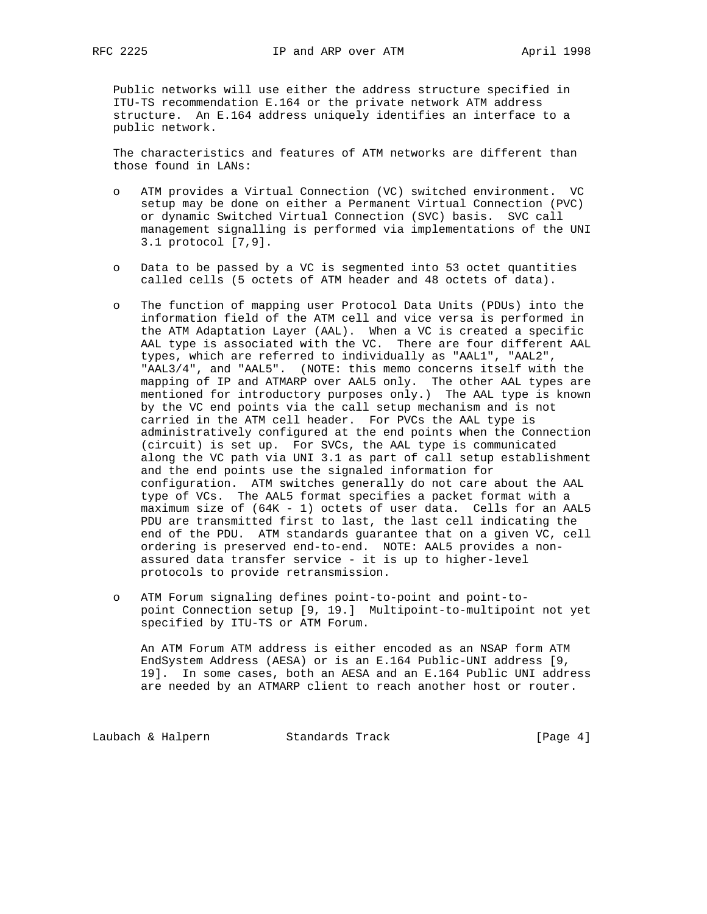Public networks will use either the address structure specified in ITU-TS recommendation E.164 or the private network ATM address structure. An E.164 address uniquely identifies an interface to a public network.

The characteristics and features of ATM networks are different than those found in LANs:

- ATM provides a Virtual Connection (VC) switched environment. VC setup may be done on either a Permanent Virtual Connection (PVC) or dynamic Switched Virtual Connection (SVC) basis. SVC call management signalling is performed via implementations of the UNI 3.1 protocol [7,9].

- Data to be passed by a VC is segmented into 53 octet quantities called cells (5 octets of ATM header and 48 octets of data).

- The function of mapping user Protocol Data Units (PDUs) into the information field of the ATM cell and vice versa is performed in the ATM Adaptation Layer (AAL). When a VC is created a specific AAL type is associated with the VC. There are four different AAL types, which are referred to individually as "AAL1", "AAL2", "AAL3/4", and "AAL5". (NOTE: this memo concerns itself with the mapping of IP and ATMARP over AAL5 only. The other AAL types are mentioned for introductory purposes only.) The AAL type is known by the VC end points via the call setup mechanism and is not carried in the ATM cell header. For PVCs the AAL type is administratively configured at the end points when the Connection (circuit) is set up. For SVCs, the AAL type is communicated along the VC path via UNI 3.1 as part of call setup establishment and the end points use the signaled information for configuration. ATM switches generally do not care about the AAL type of VCs. The AAL5 format specifies a packet format with a maximum size of (64K - 1) octets of user data. Cells for an AAL5 PDU are transmitted first to last, the last cell indicating the end of the PDU. ATM standards guarantee that on a given VC, cell ordering is preserved end-to-end. NOTE: AAL5 provides a non-assured data transfer service - it is up to higher-level protocols to provide retransmission.

- ATM Forum signaling defines point-to-point and point-to-point Connection setup [9, 19.] Multipoint-to-multipoint not yet specified by ITU-TS or ATM Forum.

  An ATM Forum ATM address is either encoded as an NSAP form ATM EndSystem Address (AESA) or is an E.164 Public-UNI address [9, 19]. In some cases, both an AESA and an E.164 Public UNI address are needed by an ATMARP client to reach another host or router.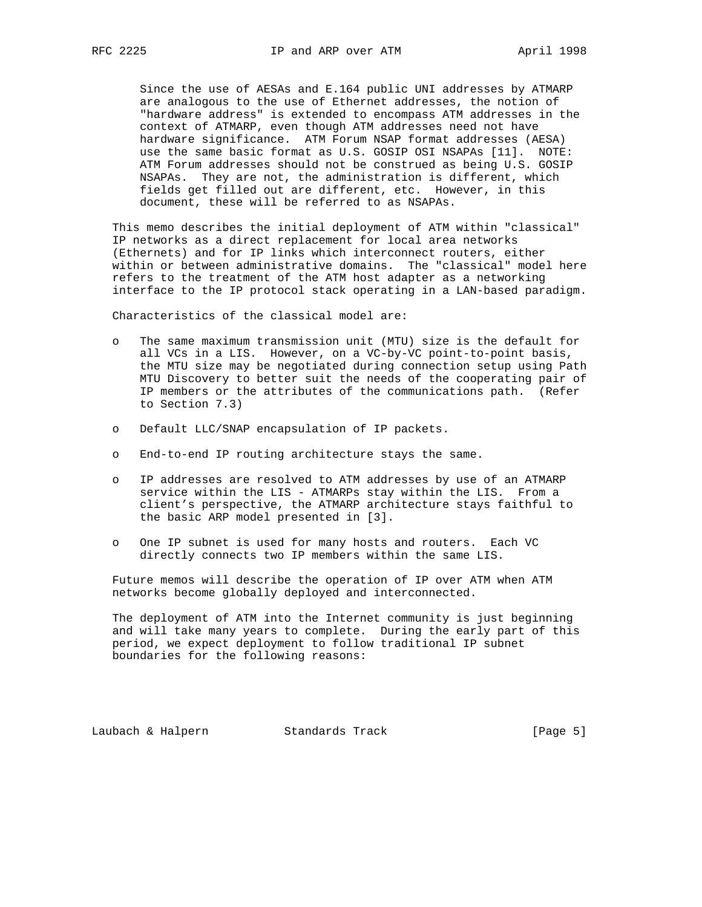Since the use of AESAs and E.164 public UNI addresses by ATMARP are analogous to the use of Ethernet addresses, the notion of "hardware address" is extended to encompass ATM addresses in the context of ATMARP, even though ATM addresses need not have hardware significance. ATM Forum NSAP format addresses (AESA) use the same basic format as U.S. GOSIP OSI NSAPAs [11]. NOTE: ATM Forum addresses should not be construed as being U.S. GOSIP NSAPAs. They are not, the administration is different, which fields get filled out are different, etc. However, in this document, these will be referred to as NSAPAs.

This memo describes the initial deployment of ATM within "classical" IP networks as a direct replacement for local area networks (Ethernets) and for IP links which interconnect routers, either within or between administrative domains. The "classical" model here refers to the treatment of the ATM host adapter as a networking interface to the IP protocol stack operating in a LAN-based paradigm.

Characteristics of the classical model are:

- The same maximum transmission unit (MTU) size is the default for all VCs in a LIS. However, on a VC-by-VC point-to-point basis, the MTU size may be negotiated during connection setup using Path MTU Discovery to better suit the needs of the cooperating pair of IP members or the attributes of the communications path. (Refer to Section 7.3)
- Default LLC/SNAP encapsulation of IP packets.
- End-to-end IP routing architecture stays the same.
- IP addresses are resolved to ATM addresses by use of an ATMARP service within the LIS - ATMARPs stay within the LIS. From a client's perspective, the ATMARP architecture stays faithful to the basic ARP model presented in [3].
- One IP subnet is used for many hosts and routers. Each VC directly connects two IP members within the same LIS.

Future memos will describe the operation of IP over ATM when ATM networks become globally deployed and interconnected.

The deployment of ATM into the Internet community is just beginning and will take many years to complete. During the early part of this period, we expect deployment to follow traditional IP subnet boundaries for the following reasons: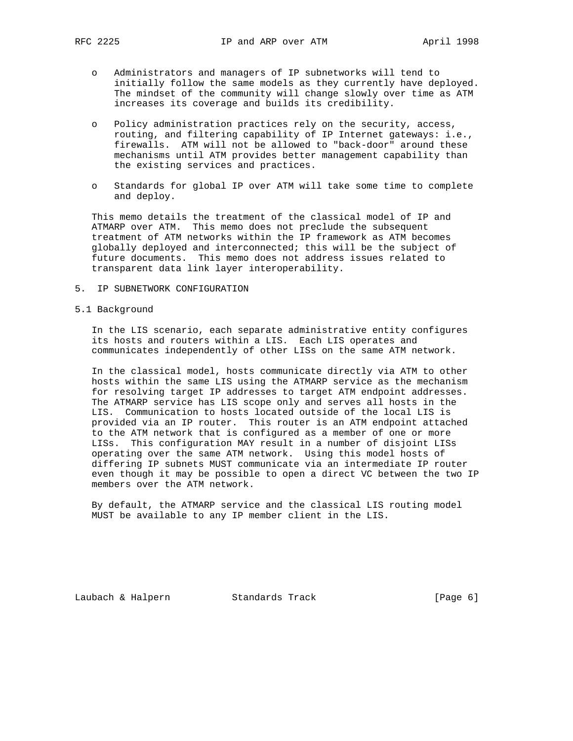- Administrators and managers of IP subnetworks will tend to initially follow the same models as they currently have deployed. The mindset of the community will change slowly over time as ATM increases its coverage and builds its credibility.

- Policy administration practices rely on the security, access, routing, and filtering capability of IP Internet gateways: i.e., firewalls. ATM will not be allowed to "back-door" around these mechanisms until ATM provides better management capability than the existing services and practices.

- Standards for global IP over ATM will take some time to complete and deploy.

This memo details the treatment of the classical model of IP and ATMARP over ATM. This memo does not preclude the subsequent treatment of ATM networks within the IP framework as ATM becomes globally deployed and interconnected; this will be the subject of future documents. This memo does not address issues related to transparent data link layer interoperability.

## 5. IP SUBNETWORK CONFIGURATION

### 5.1 Background

In the LIS scenario, each separate administrative entity configures its hosts and routers within a LIS. Each LIS operates and communicates independently of other LISs on the same ATM network.

In the classical model, hosts communicate directly via ATM to other hosts within the same LIS using the ATMARP service as the mechanism for resolving target IP addresses to target ATM endpoint addresses. The ATMARP service has LIS scope only and serves all hosts in the LIS. Communication to hosts located outside of the local LIS is provided via an IP router. This router is an ATM endpoint attached to the ATM network that is configured as a member of one or more LISs. This configuration MAY result in a number of disjoint LISs operating over the same ATM network. Using this model hosts of differing IP subnets MUST communicate via an intermediate IP router even though it may be possible to open a direct VC between the two IP members over the ATM network.

By default, the ATMARP service and the classical LIS routing model MUST be available to any IP member client in the LIS.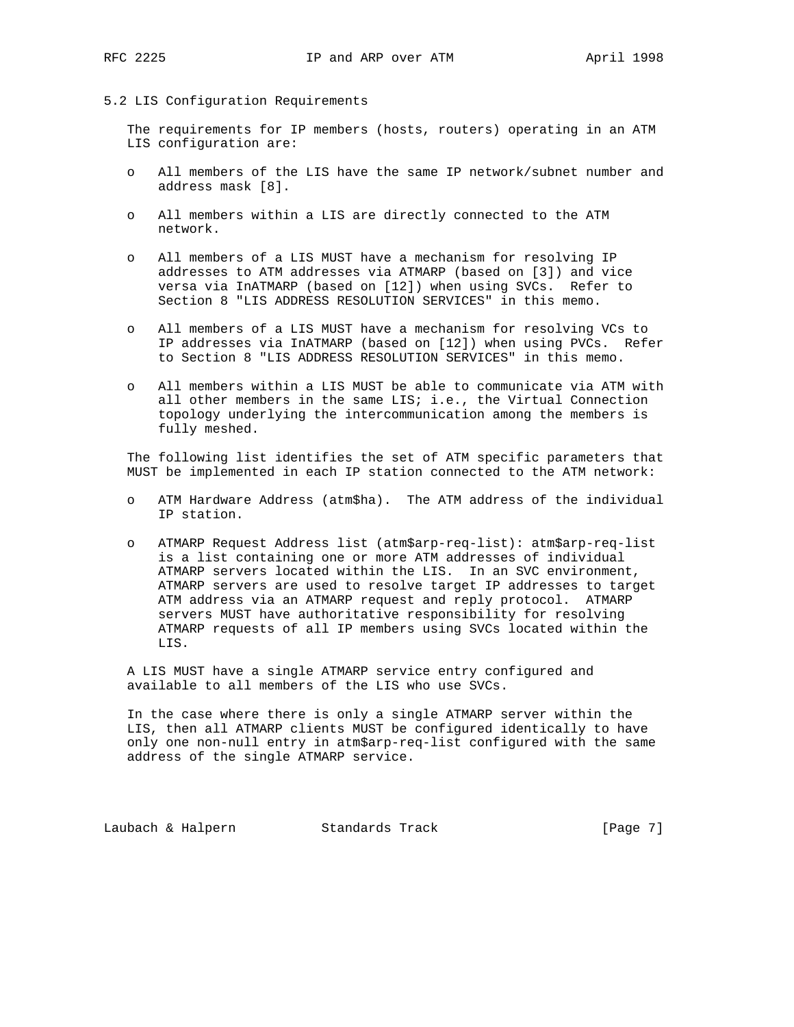## 5.2 LIS Configuration Requirements

The requirements for IP members (hosts, routers) operating in an ATM LIS configuration are:

- All members of the LIS have the same IP network/subnet number and address mask [8].
- All members within a LIS are directly connected to the ATM network.
- All members of a LIS MUST have a mechanism for resolving IP addresses to ATM addresses via ATMARP (based on [3]) and vice versa via InATMARP (based on [12]) when using SVCs. Refer to Section 8 "LIS ADDRESS RESOLUTION SERVICES" in this memo.
- All members of a LIS MUST have a mechanism for resolving VCs to IP addresses via InATMARP (based on [12]) when using PVCs. Refer to Section 8 "LIS ADDRESS RESOLUTION SERVICES" in this memo.
- All members within a LIS MUST be able to communicate via ATM with all other members in the same LIS; i.e., the Virtual Connection topology underlying the intercommunication among the members is fully meshed.

The following list identifies the set of ATM specific parameters that MUST be implemented in each IP station connected to the ATM network:

- ATM Hardware Address (atm$ha). The ATM address of the individual IP station.
- ATMARP Request Address list (atm$arp-req-list): atm$arp-req-list is a list containing one or more ATM addresses of individual ATMARP servers located within the LIS. In an SVC environment, ATMARP servers are used to resolve target IP addresses to target ATM address via an ATMARP request and reply protocol. ATMARP servers MUST have authoritative responsibility for resolving ATMARP requests of all IP members using SVCs located within the LIS.

A LIS MUST have a single ATMARP service entry configured and available to all members of the LIS who use SVCs.

In the case where there is only a single ATMARP server within the LIS, then all ATMARP clients MUST be configured identically to have only one non-null entry in atm$arp-req-list configured with the same address of the single ATMARP service.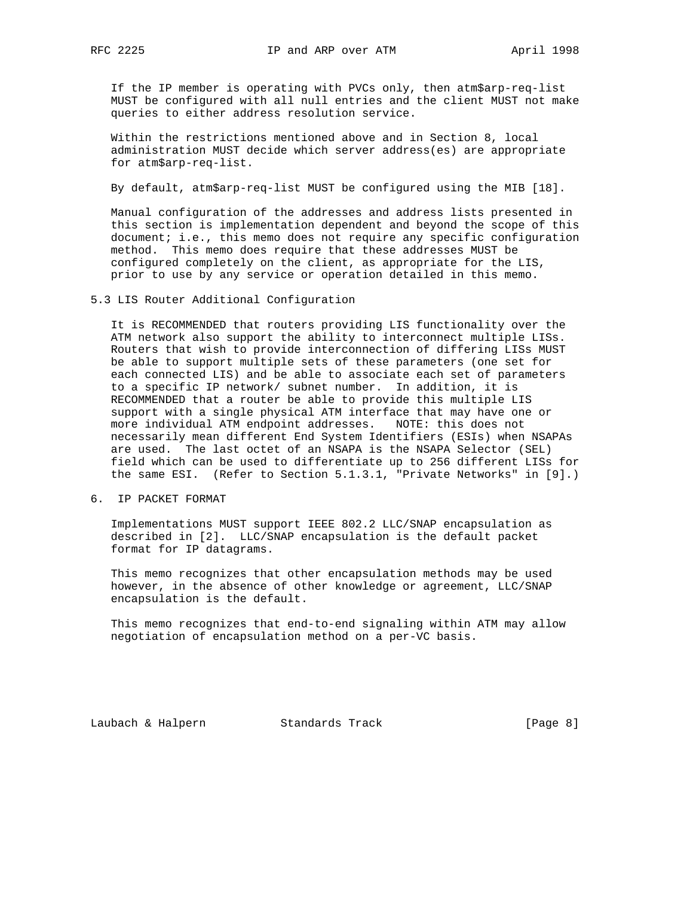If the IP member is operating with PVCs only, then atm$arp-req-list MUST be configured with all null entries and the client MUST not make queries to either address resolution service.

Within the restrictions mentioned above and in Section 8, local administration MUST decide which server address(es) are appropriate for atm$arp-req-list.

By default, atm$arp-req-list MUST be configured using the MIB [18].

Manual configuration of the addresses and address lists presented in this section is implementation dependent and beyond the scope of this document; i.e., this memo does not require any specific configuration method. This memo does require that these addresses MUST be configured completely on the client, as appropriate for the LIS, prior to use by any service or operation detailed in this memo.

### 5.3 LIS Router Additional Configuration

It is RECOMMENDED that routers providing LIS functionality over the ATM network also support the ability to interconnect multiple LISs. Routers that wish to provide interconnection of differing LISs MUST be able to support multiple sets of these parameters (one set for each connected LIS) and be able to associate each set of parameters to a specific IP network/ subnet number. In addition, it is RECOMMENDED that a router be able to provide this multiple LIS support with a single physical ATM interface that may have one or more individual ATM endpoint addresses. NOTE: this does not necessarily mean different End System Identifiers (ESIs) when NSAPAs are used. The last octet of an NSAPA is the NSAPA Selector (SEL) field which can be used to differentiate up to 256 different LISs for the same ESI. (Refer to Section 5.1.3.1, "Private Networks" in [9].)

## 6. IP PACKET FORMAT

Implementations MUST support IEEE 802.2 LLC/SNAP encapsulation as described in [2]. LLC/SNAP encapsulation is the default packet format for IP datagrams.

This memo recognizes that other encapsulation methods may be used however, in the absence of other knowledge or agreement, LLC/SNAP encapsulation is the default.

This memo recognizes that end-to-end signaling within ATM may allow negotiation of encapsulation method on a per-VC basis.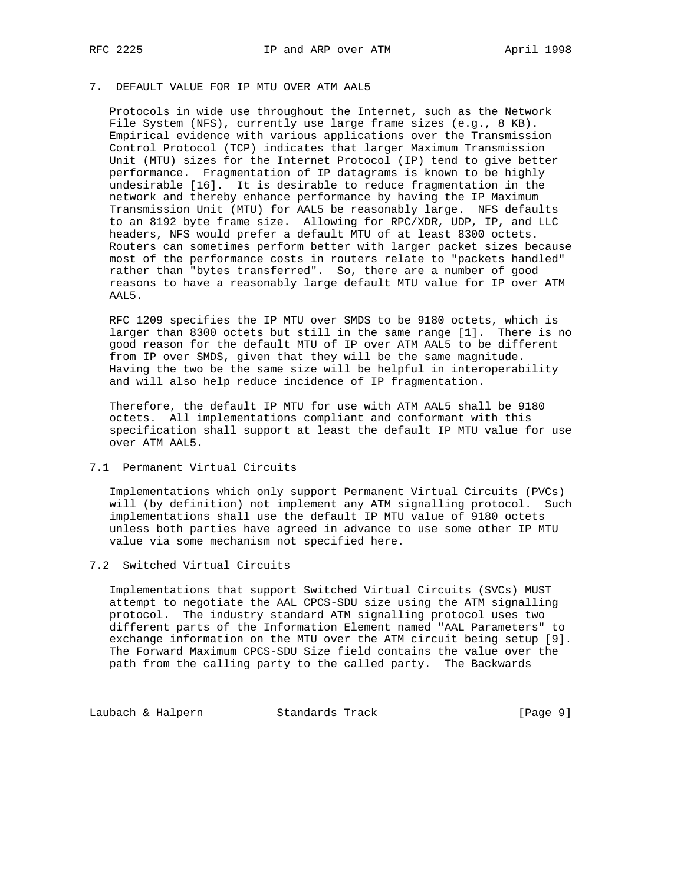## 7. DEFAULT VALUE FOR IP MTU OVER ATM AAL5

Protocols in wide use throughout the Internet, such as the Network File System (NFS), currently use large frame sizes (e.g., 8 KB). Empirical evidence with various applications over the Transmission Control Protocol (TCP) indicates that larger Maximum Transmission Unit (MTU) sizes for the Internet Protocol (IP) tend to give better performance. Fragmentation of IP datagrams is known to be highly undesirable [16]. It is desirable to reduce fragmentation in the network and thereby enhance performance by having the IP Maximum Transmission Unit (MTU) for AAL5 be reasonably large. NFS defaults to an 8192 byte frame size. Allowing for RPC/XDR, UDP, IP, and LLC headers, NFS would prefer a default MTU of at least 8300 octets. Routers can sometimes perform better with larger packet sizes because most of the performance costs in routers relate to "packets handled" rather than "bytes transferred". So, there are a number of good reasons to have a reasonably large default MTU value for IP over ATM AAL5.

RFC 1209 specifies the IP MTU over SMDS to be 9180 octets, which is larger than 8300 octets but still in the same range [1]. There is no good reason for the default MTU of IP over ATM AAL5 to be different from IP over SMDS, given that they will be the same magnitude. Having the two be the same size will be helpful in interoperability and will also help reduce incidence of IP fragmentation.

Therefore, the default IP MTU for use with ATM AAL5 shall be 9180 octets. All implementations compliant and conformant with this specification shall support at least the default IP MTU value for use over ATM AAL5.

### 7.1 Permanent Virtual Circuits

Implementations which only support Permanent Virtual Circuits (PVCs) will (by definition) not implement any ATM signalling protocol. Such implementations shall use the default IP MTU value of 9180 octets unless both parties have agreed in advance to use some other IP MTU value via some mechanism not specified here.

### 7.2 Switched Virtual Circuits

Implementations that support Switched Virtual Circuits (SVCs) MUST attempt to negotiate the AAL CPCS-SDU size using the ATM signalling protocol. The industry standard ATM signalling protocol uses two different parts of the Information Element named "AAL Parameters" to exchange information on the MTU over the ATM circuit being setup [9]. The Forward Maximum CPCS-SDU Size field contains the value over the path from the calling party to the called party. The Backwards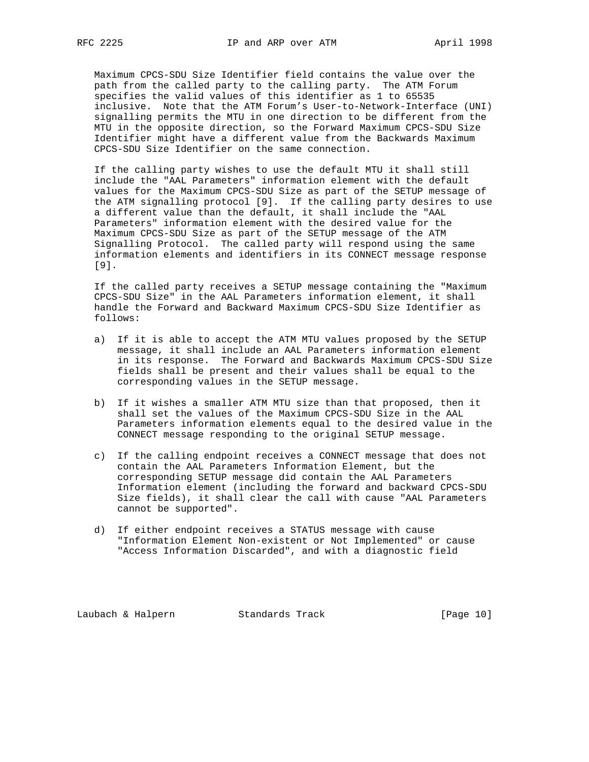Maximum CPCS-SDU Size Identifier field contains the value over the path from the called party to the calling party. The ATM Forum specifies the valid values of this identifier as 1 to 65535 inclusive. Note that the ATM Forum's User-to-Network-Interface (UNI) signalling permits the MTU in one direction to be different from the MTU in the opposite direction, so the Forward Maximum CPCS-SDU Size Identifier might have a different value from the Backwards Maximum CPCS-SDU Size Identifier on the same connection.

If the calling party wishes to use the default MTU it shall still include the "AAL Parameters" information element with the default values for the Maximum CPCS-SDU Size as part of the SETUP message of the ATM signalling protocol [9]. If the calling party desires to use a different value than the default, it shall include the "AAL Parameters" information element with the desired value for the Maximum CPCS-SDU Size as part of the SETUP message of the ATM Signalling Protocol. The called party will respond using the same information elements and identifiers in its CONNECT message response [9].

If the called party receives a SETUP message containing the "Maximum CPCS-SDU Size" in the AAL Parameters information element, it shall handle the Forward and Backward Maximum CPCS-SDU Size Identifier as follows:

a) If it is able to accept the ATM MTU values proposed by the SETUP message, it shall include an AAL Parameters information element in its response. The Forward and Backwards Maximum CPCS-SDU Size fields shall be present and their values shall be equal to the corresponding values in the SETUP message.

b) If it wishes a smaller ATM MTU size than that proposed, then it shall set the values of the Maximum CPCS-SDU Size in the AAL Parameters information elements equal to the desired value in the CONNECT message responding to the original SETUP message.

c) If the calling endpoint receives a CONNECT message that does not contain the AAL Parameters Information Element, but the corresponding SETUP message did contain the AAL Parameters Information element (including the forward and backward CPCS-SDU Size fields), it shall clear the call with cause "AAL Parameters cannot be supported".

d) If either endpoint receives a STATUS message with cause "Information Element Non-existent or Not Implemented" or cause "Access Information Discarded", and with a diagnostic field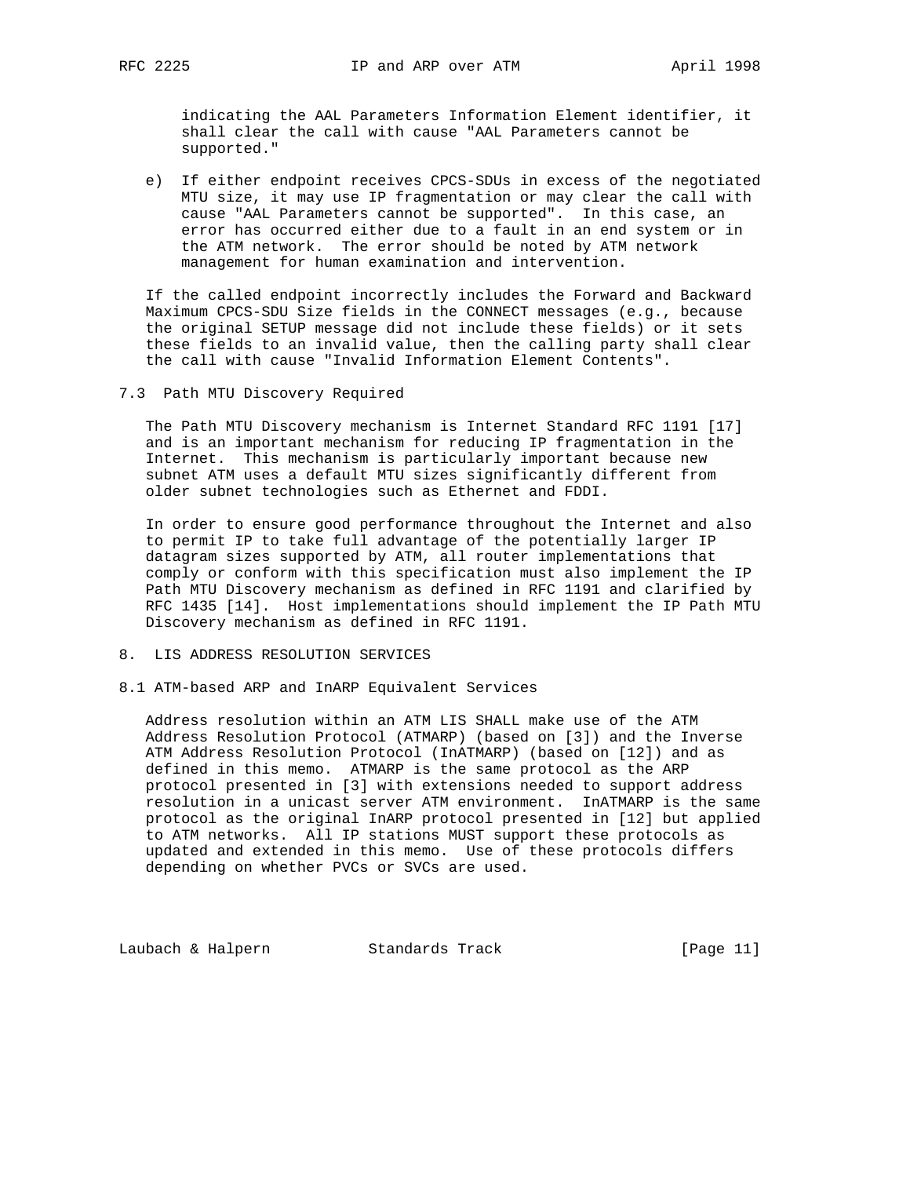indicating the AAL Parameters Information Element identifier, it shall clear the call with cause "AAL Parameters cannot be supported."

e) If either endpoint receives CPCS-SDUs in excess of the negotiated MTU size, it may use IP fragmentation or may clear the call with cause "AAL Parameters cannot be supported". In this case, an error has occurred either due to a fault in an end system or in the ATM network. The error should be noted by ATM network management for human examination and intervention.

If the called endpoint incorrectly includes the Forward and Backward Maximum CPCS-SDU Size fields in the CONNECT messages (e.g., because the original SETUP message did not include these fields) or it sets these fields to an invalid value, then the calling party shall clear the call with cause "Invalid Information Element Contents".

### 7.3 Path MTU Discovery Required

The Path MTU Discovery mechanism is Internet Standard RFC 1191 [17] and is an important mechanism for reducing IP fragmentation in the Internet. This mechanism is particularly important because new subnet ATM uses a default MTU sizes significantly different from older subnet technologies such as Ethernet and FDDI.

In order to ensure good performance throughout the Internet and also to permit IP to take full advantage of the potentially larger IP datagram sizes supported by ATM, all router implementations that comply or conform with this specification must also implement the IP Path MTU Discovery mechanism as defined in RFC 1191 and clarified by RFC 1435 [14]. Host implementations should implement the IP Path MTU Discovery mechanism as defined in RFC 1191.

## 8. LIS ADDRESS RESOLUTION SERVICES

### 8.1 ATM-based ARP and InARP Equivalent Services

Address resolution within an ATM LIS SHALL make use of the ATM Address Resolution Protocol (ATMARP) (based on [3]) and the Inverse ATM Address Resolution Protocol (InATMARP) (based on [12]) and as defined in this memo. ATMARP is the same protocol as the ARP protocol presented in [3] with extensions needed to support address resolution in a unicast server ATM environment. InATMARP is the same protocol as the original InARP protocol presented in [12] but applied to ATM networks. All IP stations MUST support these protocols as updated and extended in this memo. Use of these protocols differs depending on whether PVCs or SVCs are used.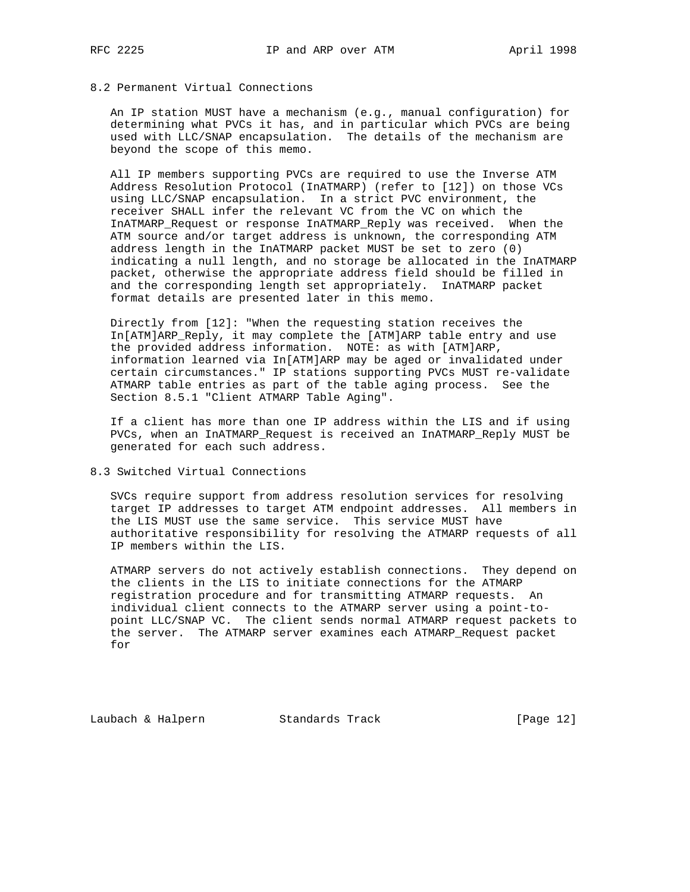## 8.2 Permanent Virtual Connections

An IP station MUST have a mechanism (e.g., manual configuration) for determining what PVCs it has, and in particular which PVCs are being used with LLC/SNAP encapsulation. The details of the mechanism are beyond the scope of this memo.

All IP members supporting PVCs are required to use the Inverse ATM Address Resolution Protocol (InATMARP) (refer to [12]) on those VCs using LLC/SNAP encapsulation. In a strict PVC environment, the receiver SHALL infer the relevant VC from the VC on which the InATMARP_Request or response InATMARP_Reply was received. When the ATM source and/or target address is unknown, the corresponding ATM address length in the InATMARP packet MUST be set to zero (0) indicating a null length, and no storage be allocated in the InATMARP packet, otherwise the appropriate address field should be filled in and the corresponding length set appropriately. InATMARP packet format details are presented later in this memo.

Directly from [12]: "When the requesting station receives the In[ATM]ARP_Reply, it may complete the [ATM]ARP table entry and use the provided address information. NOTE: as with [ATM]ARP, information learned via In[ATM]ARP may be aged or invalidated under certain circumstances." IP stations supporting PVCs MUST re-validate ATMARP table entries as part of the table aging process. See the Section 8.5.1 "Client ATMARP Table Aging".

If a client has more than one IP address within the LIS and if using PVCs, when an InATMARP_Request is received an InATMARP_Reply MUST be generated for each such address.

## 8.3 Switched Virtual Connections

SVCs require support from address resolution services for resolving target IP addresses to target ATM endpoint addresses. All members in the LIS MUST use the same service. This service MUST have authoritative responsibility for resolving the ATMARP requests of all IP members within the LIS.

ATMARP servers do not actively establish connections. They depend on the clients in the LIS to initiate connections for the ATMARP registration procedure and for transmitting ATMARP requests. An individual client connects to the ATMARP server using a point-to-point LLC/SNAP VC. The client sends normal ATMARP request packets to the server. The ATMARP server examines each ATMARP_Request packet for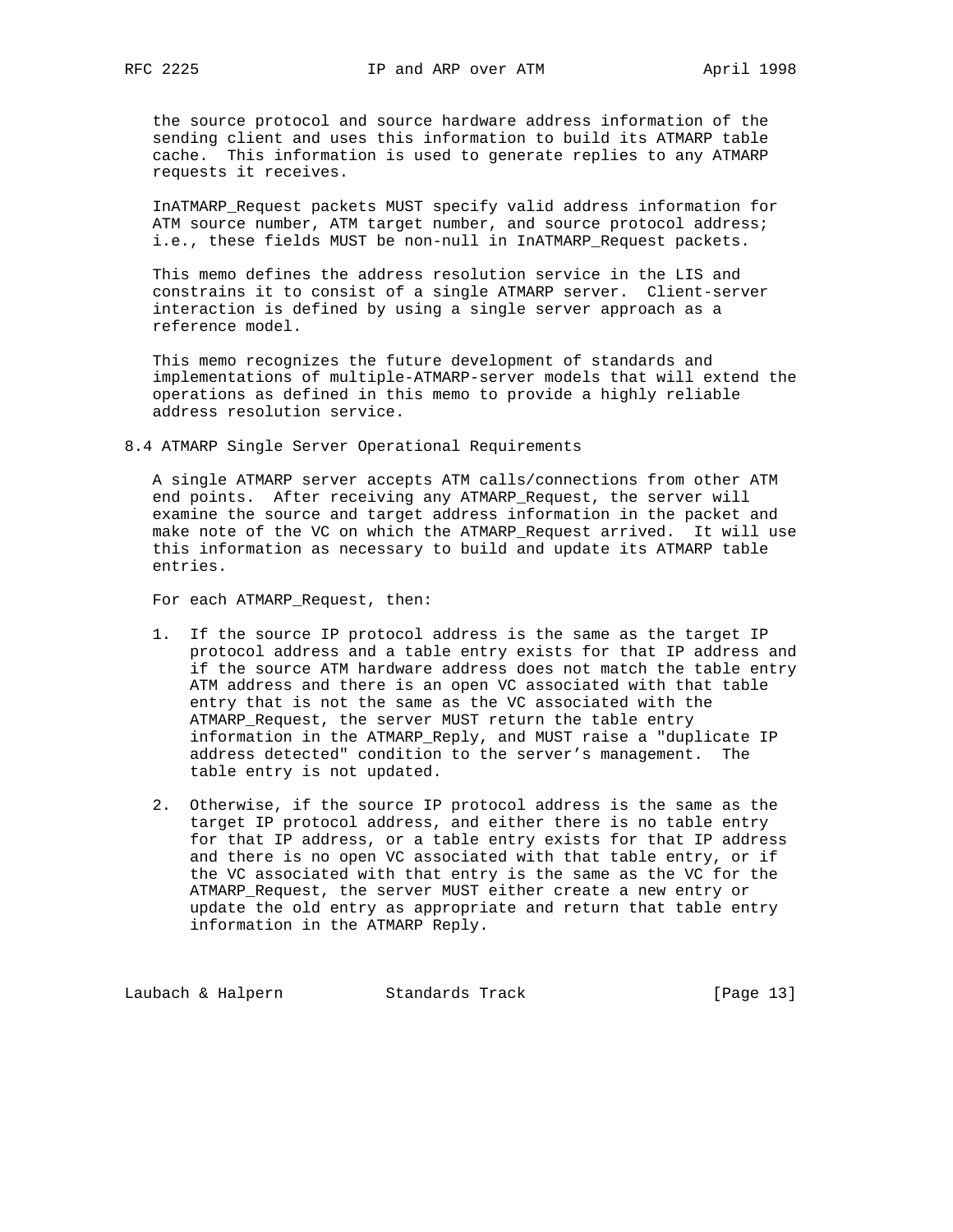the source protocol and source hardware address information of the sending client and uses this information to build its ATMARP table cache. This information is used to generate replies to any ATMARP requests it receives.

InATMARP_Request packets MUST specify valid address information for ATM source number, ATM target number, and source protocol address; i.e., these fields MUST be non-null in InATMARP_Request packets.

This memo defines the address resolution service in the LIS and constrains it to consist of a single ATMARP server. Client-server interaction is defined by using a single server approach as a reference model.

This memo recognizes the future development of standards and implementations of multiple-ATMARP-server models that will extend the operations as defined in this memo to provide a highly reliable address resolution service.

## 8.4 ATMARP Single Server Operational Requirements

A single ATMARP server accepts ATM calls/connections from other ATM end points. After receiving any ATMARP_Request, the server will examine the source and target address information in the packet and make note of the VC on which the ATMARP_Request arrived. It will use this information as necessary to build and update its ATMARP table entries.

For each ATMARP_Request, then:

1. If the source IP protocol address is the same as the target IP protocol address and a table entry exists for that IP address and if the source ATM hardware address does not match the table entry ATM address and there is an open VC associated with that table entry that is not the same as the VC associated with the ATMARP_Request, the server MUST return the table entry information in the ATMARP_Reply, and MUST raise a "duplicate IP address detected" condition to the server's management. The table entry is not updated.

2. Otherwise, if the source IP protocol address is the same as the target IP protocol address, and either there is no table entry for that IP address, or a table entry exists for that IP address and there is no open VC associated with that table entry, or if the VC associated with that entry is the same as the VC for the ATMARP_Request, the server MUST either create a new entry or update the old entry as appropriate and return that table entry information in the ATMARP Reply.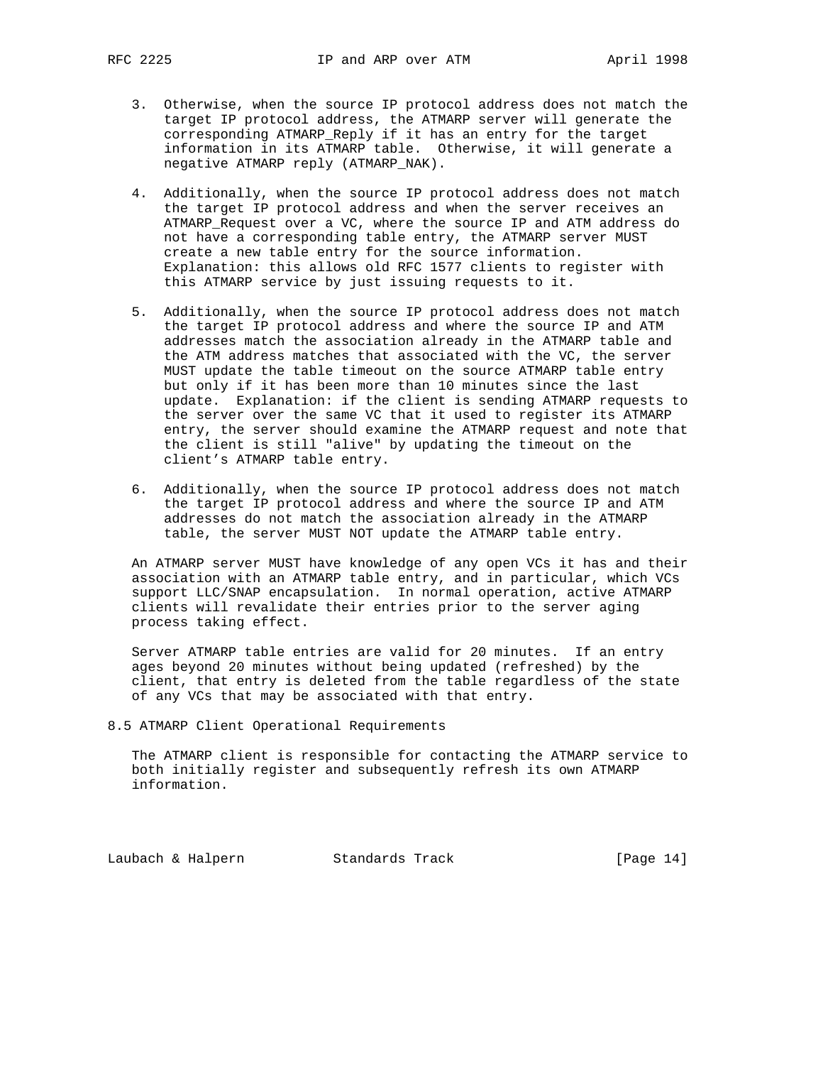3. Otherwise, when the source IP protocol address does not match the target IP protocol address, the ATMARP server will generate the corresponding ATMARP_Reply if it has an entry for the target information in its ATMARP table. Otherwise, it will generate a negative ATMARP reply (ATMARP_NAK).

4. Additionally, when the source IP protocol address does not match the target IP protocol address and when the server receives an ATMARP_Request over a VC, where the source IP and ATM address do not have a corresponding table entry, the ATMARP server MUST create a new table entry for the source information. Explanation: this allows old RFC 1577 clients to register with this ATMARP service by just issuing requests to it.

5. Additionally, when the source IP protocol address does not match the target IP protocol address and where the source IP and ATM addresses match the association already in the ATMARP table and the ATM address matches that associated with the VC, the server MUST update the table timeout on the source ATMARP table entry but only if it has been more than 10 minutes since the last update. Explanation: if the client is sending ATMARP requests to the server over the same VC that it used to register its ATMARP entry, the server should examine the ATMARP request and note that the client is still "alive" by updating the timeout on the client's ATMARP table entry.

6. Additionally, when the source IP protocol address does not match the target IP protocol address and where the source IP and ATM addresses do not match the association already in the ATMARP table, the server MUST NOT update the ATMARP table entry.

An ATMARP server MUST have knowledge of any open VCs it has and their association with an ATMARP table entry, and in particular, which VCs support LLC/SNAP encapsulation. In normal operation, active ATMARP clients will revalidate their entries prior to the server aging process taking effect.

Server ATMARP table entries are valid for 20 minutes. If an entry ages beyond 20 minutes without being updated (refreshed) by the client, that entry is deleted from the table regardless of the state of any VCs that may be associated with that entry.

## 8.5 ATMARP Client Operational Requirements

The ATMARP client is responsible for contacting the ATMARP service to both initially register and subsequently refresh its own ATMARP information.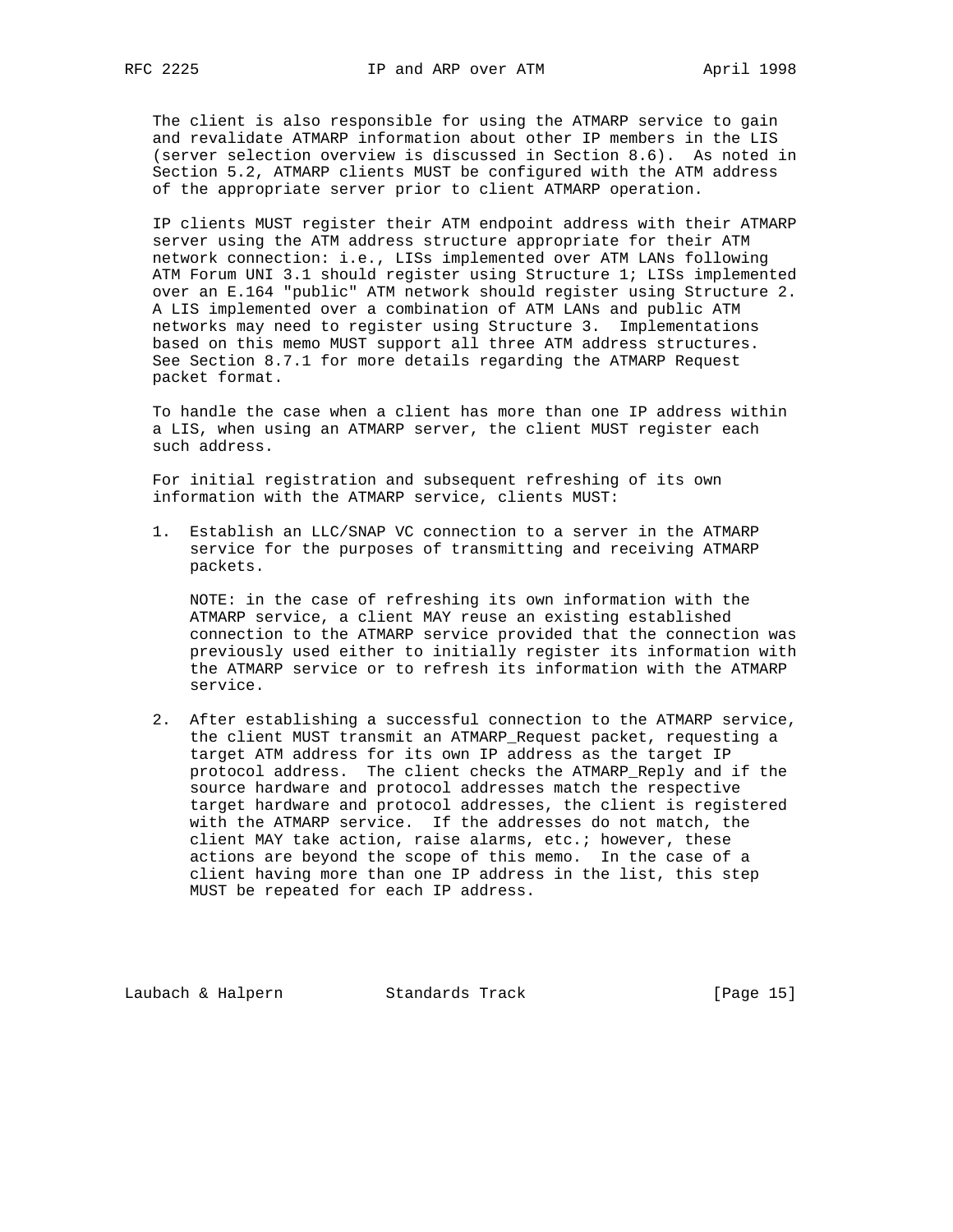The client is also responsible for using the ATMARP service to gain and revalidate ATMARP information about other IP members in the LIS (server selection overview is discussed in Section 8.6). As noted in Section 5.2, ATMARP clients MUST be configured with the ATM address of the appropriate server prior to client ATMARP operation.

IP clients MUST register their ATM endpoint address with their ATMARP server using the ATM address structure appropriate for their ATM network connection: i.e., LISs implemented over ATM LANs following ATM Forum UNI 3.1 should register using Structure 1; LISs implemented over an E.164 "public" ATM network should register using Structure 2. A LIS implemented over a combination of ATM LANs and public ATM networks may need to register using Structure 3. Implementations based on this memo MUST support all three ATM address structures. See Section 8.7.1 for more details regarding the ATMARP Request packet format.

To handle the case when a client has more than one IP address within a LIS, when using an ATMARP server, the client MUST register each such address.

For initial registration and subsequent refreshing of its own information with the ATMARP service, clients MUST:

1. Establish an LLC/SNAP VC connection to a server in the ATMARP service for the purposes of transmitting and receiving ATMARP packets.

   NOTE: in the case of refreshing its own information with the ATMARP service, a client MAY reuse an existing established connection to the ATMARP service provided that the connection was previously used either to initially register its information with the ATMARP service or to refresh its information with the ATMARP service.

2. After establishing a successful connection to the ATMARP service, the client MUST transmit an ATMARP_Request packet, requesting a target ATM address for its own IP address as the target IP protocol address. The client checks the ATMARP_Reply and if the source hardware and protocol addresses match the respective target hardware and protocol addresses, the client is registered with the ATMARP service. If the addresses do not match, the client MAY take action, raise alarms, etc.; however, these actions are beyond the scope of this memo. In the case of a client having more than one IP address in the list, this step MUST be repeated for each IP address.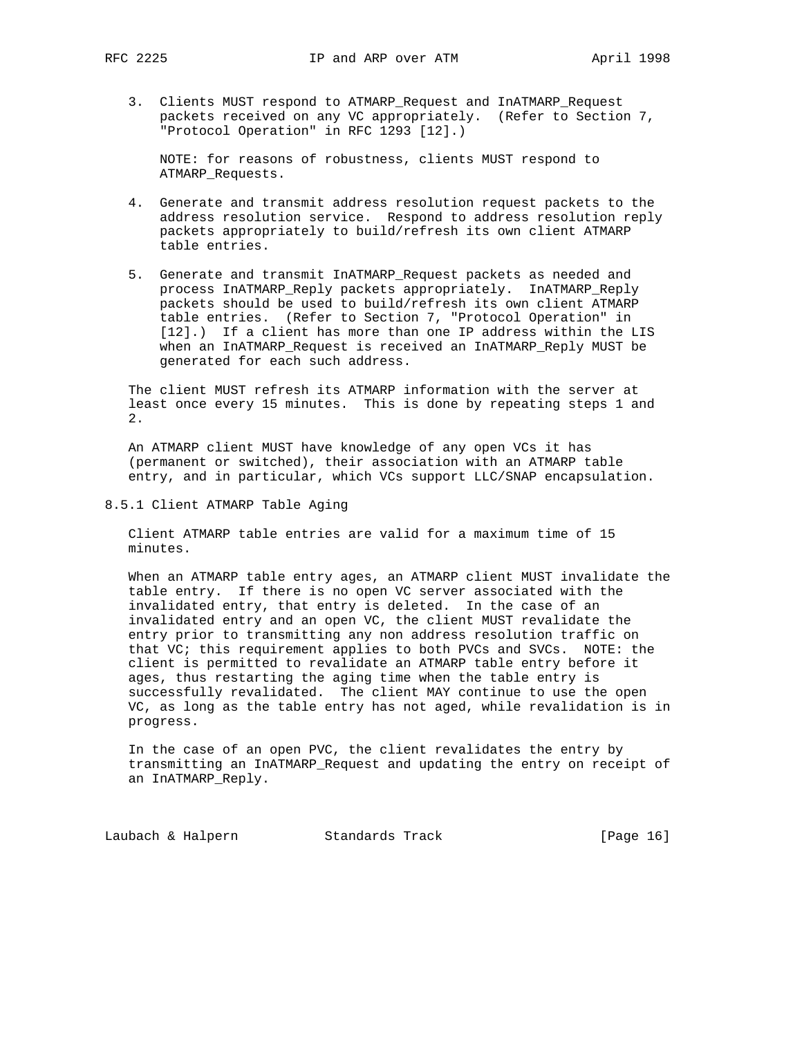3. Clients MUST respond to ATMARP_Request and InATMARP_Request packets received on any VC appropriately. (Refer to Section 7, "Protocol Operation" in RFC 1293 [12].)

   NOTE: for reasons of robustness, clients MUST respond to ATMARP_Requests.

4. Generate and transmit address resolution request packets to the address resolution service. Respond to address resolution reply packets appropriately to build/refresh its own client ATMARP table entries.

5. Generate and transmit InATMARP_Request packets as needed and process InATMARP_Reply packets appropriately. InATMARP_Reply packets should be used to build/refresh its own client ATMARP table entries. (Refer to Section 7, "Protocol Operation" in [12].) If a client has more than one IP address within the LIS when an InATMARP_Request is received an InATMARP_Reply MUST be generated for each such address.

The client MUST refresh its ATMARP information with the server at least once every 15 minutes. This is done by repeating steps 1 and 2.

An ATMARP client MUST have knowledge of any open VCs it has (permanent or switched), their association with an ATMARP table entry, and in particular, which VCs support LLC/SNAP encapsulation.

### 8.5.1 Client ATMARP Table Aging

Client ATMARP table entries are valid for a maximum time of 15 minutes.

When an ATMARP table entry ages, an ATMARP client MUST invalidate the table entry. If there is no open VC server associated with the invalidated entry, that entry is deleted. In the case of an invalidated entry and an open VC, the client MUST revalidate the entry prior to transmitting any non address resolution traffic on that VC; this requirement applies to both PVCs and SVCs. NOTE: the client is permitted to revalidate an ATMARP table entry before it ages, thus restarting the aging time when the table entry is successfully revalidated. The client MAY continue to use the open VC, as long as the table entry has not aged, while revalidation is in progress.

In the case of an open PVC, the client revalidates the entry by transmitting an InATMARP_Request and updating the entry on receipt of an InATMARP_Reply.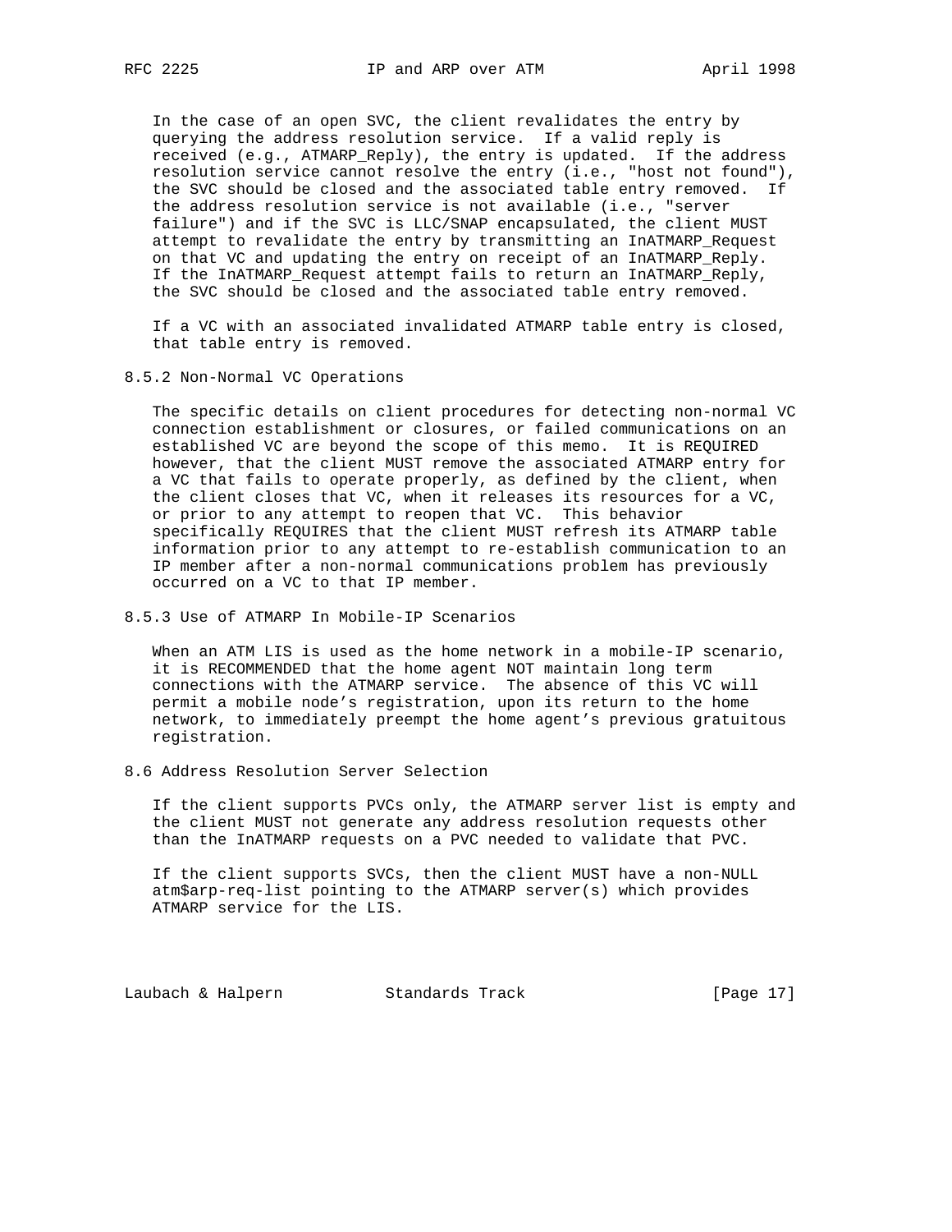In the case of an open SVC, the client revalidates the entry by querying the address resolution service. If a valid reply is received (e.g., ATMARP_Reply), the entry is updated. If the address resolution service cannot resolve the entry (i.e., "host not found"), the SVC should be closed and the associated table entry removed. If the address resolution service is not available (i.e., "server failure") and if the SVC is LLC/SNAP encapsulated, the client MUST attempt to revalidate the entry by transmitting an InATMARP_Request on that VC and updating the entry on receipt of an InATMARP_Reply. If the InATMARP_Request attempt fails to return an InATMARP_Reply, the SVC should be closed and the associated table entry removed.

If a VC with an associated invalidated ATMARP table entry is closed, that table entry is removed.

### 8.5.2 Non-Normal VC Operations

The specific details on client procedures for detecting non-normal VC connection establishment or closures, or failed communications on an established VC are beyond the scope of this memo. It is REQUIRED however, that the client MUST remove the associated ATMARP entry for a VC that fails to operate properly, as defined by the client, when the client closes that VC, when it releases its resources for a VC, or prior to any attempt to reopen that VC. This behavior specifically REQUIRES that the client MUST refresh its ATMARP table information prior to any attempt to re-establish communication to an IP member after a non-normal communications problem has previously occurred on a VC to that IP member.

### 8.5.3 Use of ATMARP In Mobile-IP Scenarios

When an ATM LIS is used as the home network in a mobile-IP scenario, it is RECOMMENDED that the home agent NOT maintain long term connections with the ATMARP service. The absence of this VC will permit a mobile node's registration, upon its return to the home network, to immediately preempt the home agent's previous gratuitous registration.

## 8.6 Address Resolution Server Selection

If the client supports PVCs only, the ATMARP server list is empty and the client MUST not generate any address resolution requests other than the InATMARP requests on a PVC needed to validate that PVC.

If the client supports SVCs, then the client MUST have a non-NULL atm$arp-req-list pointing to the ATMARP server(s) which provides ATMARP service for the LIS.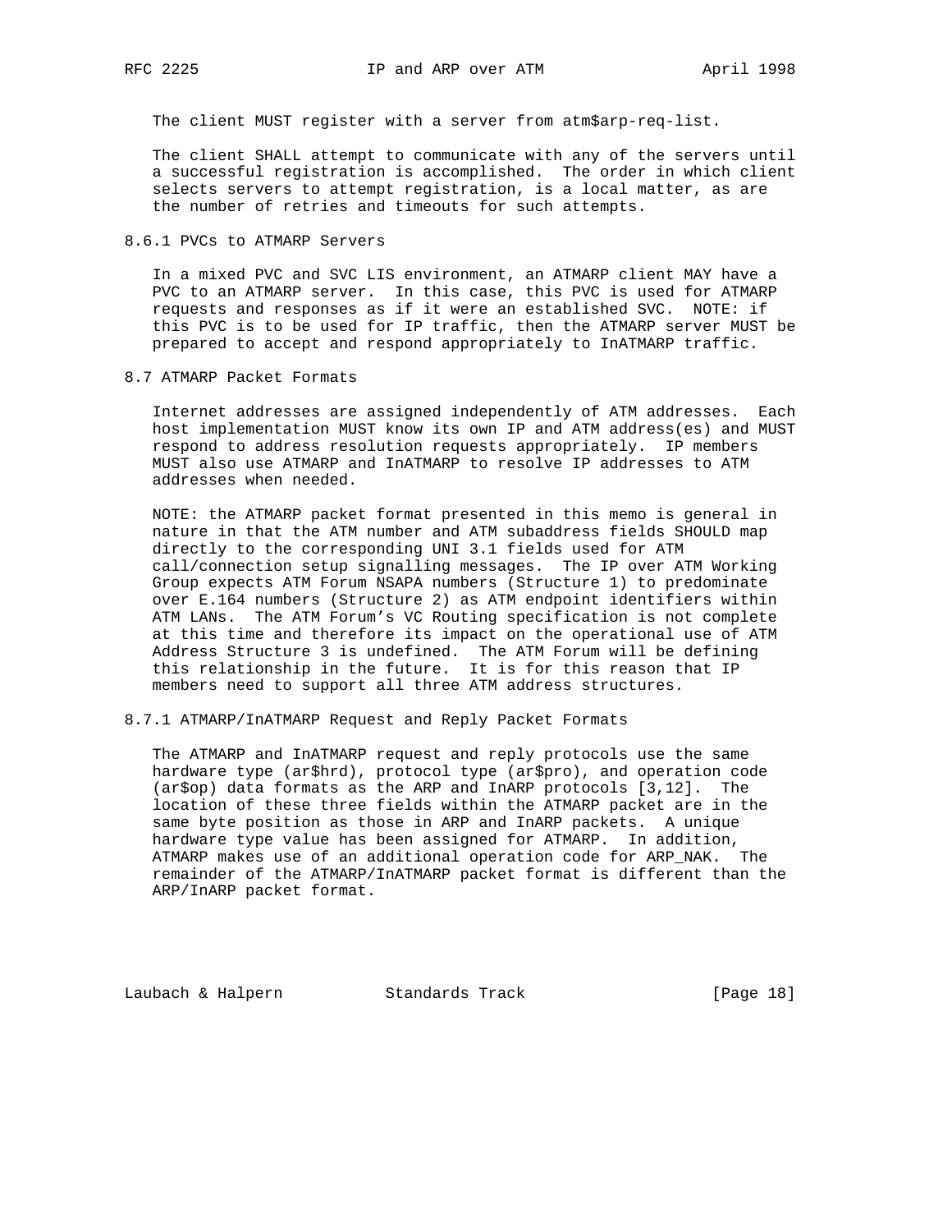The client MUST register with a server from atm$arp-req-list.

The client SHALL attempt to communicate with any of the servers until a successful registration is accomplished. The order in which client selects servers to attempt registration, is a local matter, as are the number of retries and timeouts for such attempts.

### 8.6.1 PVCs to ATMARP Servers

In a mixed PVC and SVC LIS environment, an ATMARP client MAY have a PVC to an ATMARP server. In this case, this PVC is used for ATMARP requests and responses as if it were an established SVC. NOTE: if this PVC is to be used for IP traffic, then the ATMARP server MUST be prepared to accept and respond appropriately to InATMARP traffic.

## 8.7 ATMARP Packet Formats

Internet addresses are assigned independently of ATM addresses. Each host implementation MUST know its own IP and ATM address(es) and MUST respond to address resolution requests appropriately. IP members MUST also use ATMARP and InATMARP to resolve IP addresses to ATM addresses when needed.

NOTE: the ATMARP packet format presented in this memo is general in nature in that the ATM number and ATM subaddress fields SHOULD map directly to the corresponding UNI 3.1 fields used for ATM call/connection setup signalling messages. The IP over ATM Working Group expects ATM Forum NSAPA numbers (Structure 1) to predominate over E.164 numbers (Structure 2) as ATM endpoint identifiers within ATM LANs. The ATM Forum's VC Routing specification is not complete at this time and therefore its impact on the operational use of ATM Address Structure 3 is undefined. The ATM Forum will be defining this relationship in the future. It is for this reason that IP members need to support all three ATM address structures.

### 8.7.1 ATMARP/InATMARP Request and Reply Packet Formats

The ATMARP and InATMARP request and reply protocols use the same hardware type (ar$hrd), protocol type (ar$pro), and operation code (ar$op) data formats as the ARP and InARP protocols [3,12]. The location of these three fields within the ATMARP packet are in the same byte position as those in ARP and InARP packets. A unique hardware type value has been assigned for ATMARP. In addition, ATMARP makes use of an additional operation code for ARP_NAK. The remainder of the ATMARP/InATMARP packet format is different than the ARP/InARP packet format.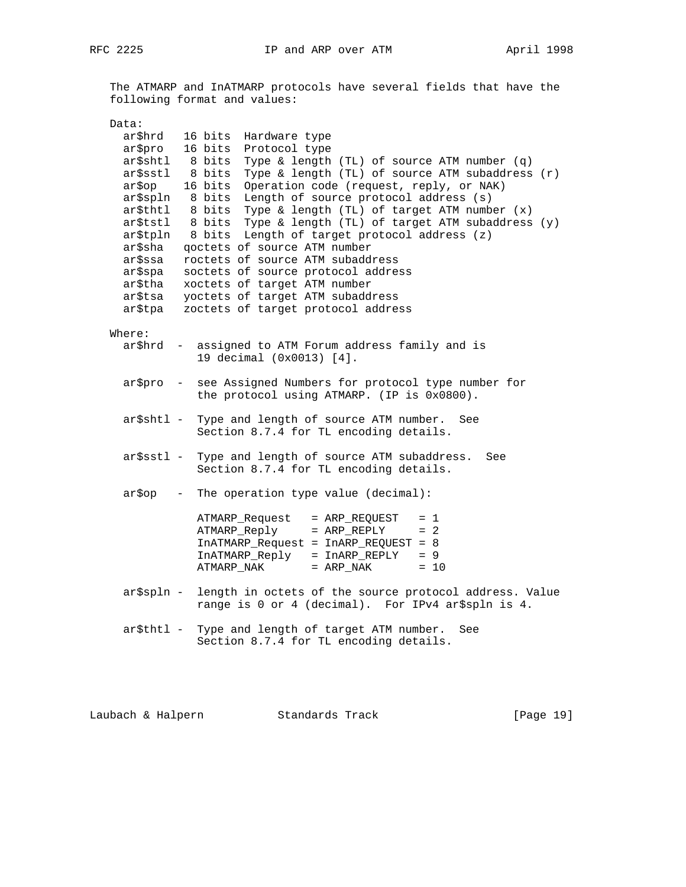The ATMARP and InATMARP protocols have several fields that have the following format and values:

```
Data:
  ar$hrd   16 bits  Hardware type
  ar$pro   16 bits  Protocol type
  ar$shtl   8 bits  Type & length (TL) of source ATM number (q)
  ar$sstl   8 bits  Type & length (TL) of source ATM subaddress (r)
  ar$op    16 bits  Operation code (request, reply, or NAK)
  ar$spln   8 bits  Length of source protocol address (s)
  ar$thtl   8 bits  Type & length (TL) of target ATM number (x)
  ar$tstl   8 bits  Type & length (TL) of target ATM subaddress (y)
  ar$tpln   8 bits  Length of target protocol address (z)
  ar$sha   qoctets of source ATM number
  ar$ssa   roctets of source ATM subaddress
  ar$spa   soctets of source protocol address
  ar$tha   xoctets of target ATM number
  ar$tsa   yoctets of target ATM subaddress
  ar$tpa   zoctets of target protocol address

Where:
  ar$hrd  -  assigned to ATM Forum address family and is
             19 decimal (0x0013) [4].

  ar$pro  -  see Assigned Numbers for protocol type number for
             the protocol using ATMARP. (IP is 0x0800).

  ar$shtl -  Type and length of source ATM number.  See
             Section 8.7.4 for TL encoding details.

  ar$sstl -  Type and length of source ATM subaddress.  See
             Section 8.7.4 for TL encoding details.

  ar$op   -  The operation type value (decimal):

             ATMARP_Request   = ARP_REQUEST   = 1
             ATMARP_Reply     = ARP_REPLY     = 2
             InATMARP_Request = InARP_REQUEST = 8
             InATMARP_Reply   = InARP_REPLY   = 9
             ATMARP_NAK       = ARP_NAK       = 10

  ar$spln -  length in octets of the source protocol address. Value
             range is 0 or 4 (decimal).  For IPv4 ar$spln is 4.

  ar$thtl -  Type and length of target ATM number.  See
             Section 8.7.4 for TL encoding details.
```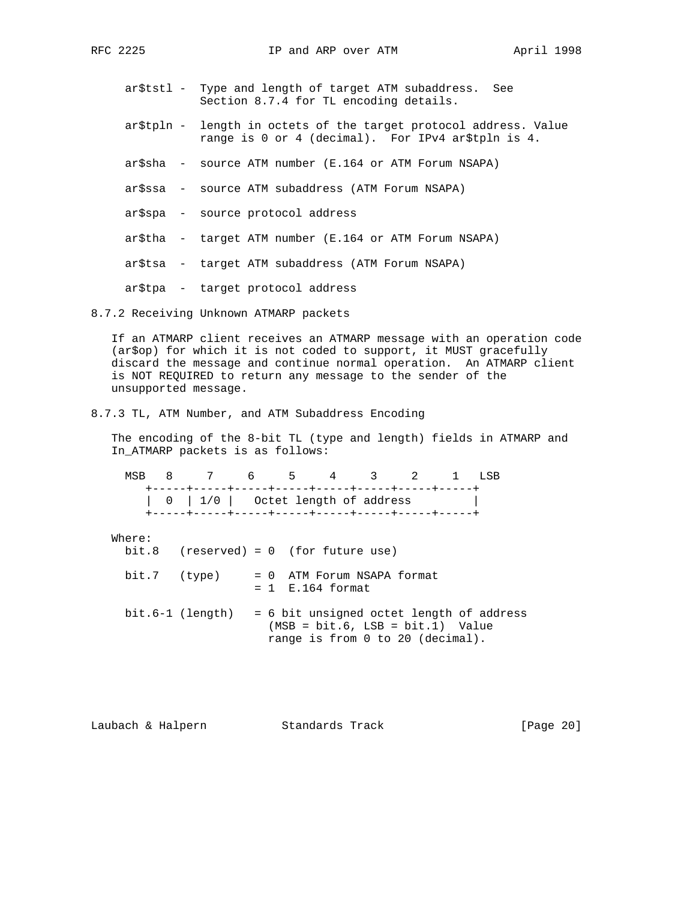ar$tstl - Type and length of target ATM subaddress. See Section 8.7.4 for TL encoding details.

ar$tpln - length in octets of the target protocol address. Value range is 0 or 4 (decimal). For IPv4 ar$tpln is 4.

ar$sha - source ATM number (E.164 or ATM Forum NSAPA)

ar$ssa - source ATM subaddress (ATM Forum NSAPA)

ar$spa - source protocol address

ar$tha - target ATM number (E.164 or ATM Forum NSAPA)

ar$tsa - target ATM subaddress (ATM Forum NSAPA)

ar$tpa - target protocol address

## 8.7.2 Receiving Unknown ATMARP packets

If an ATMARP client receives an ATMARP message with an operation code (ar$op) for which it is not coded to support, it MUST gracefully discard the message and continue normal operation. An ATMARP client is NOT REQUIRED to return any message to the sender of the unsupported message.

## 8.7.3 TL, ATM Number, and ATM Subaddress Encoding

The encoding of the 8-bit TL (type and length) fields in ATMARP and In_ATMARP packets is as follows:

```
MSB   8     7     6     5     4     3     2     1   LSB
   +-----+-----+-----+-----+-----+-----+-----+-----+
   |  0  | 1/0 |   Octet length of address         |
   +-----+-----+-----+-----+-----+-----+-----+-----+
```

Where:

```
bit.8   (reserved) = 0  (for future use)

bit.7   (type)     = 0  ATM Forum NSAPA format
                   = 1  E.164 format

bit.6-1 (length)   = 6 bit unsigned octet length of address
                     (MSB = bit.6, LSB = bit.1)  Value
                     range is from 0 to 20 (decimal).
```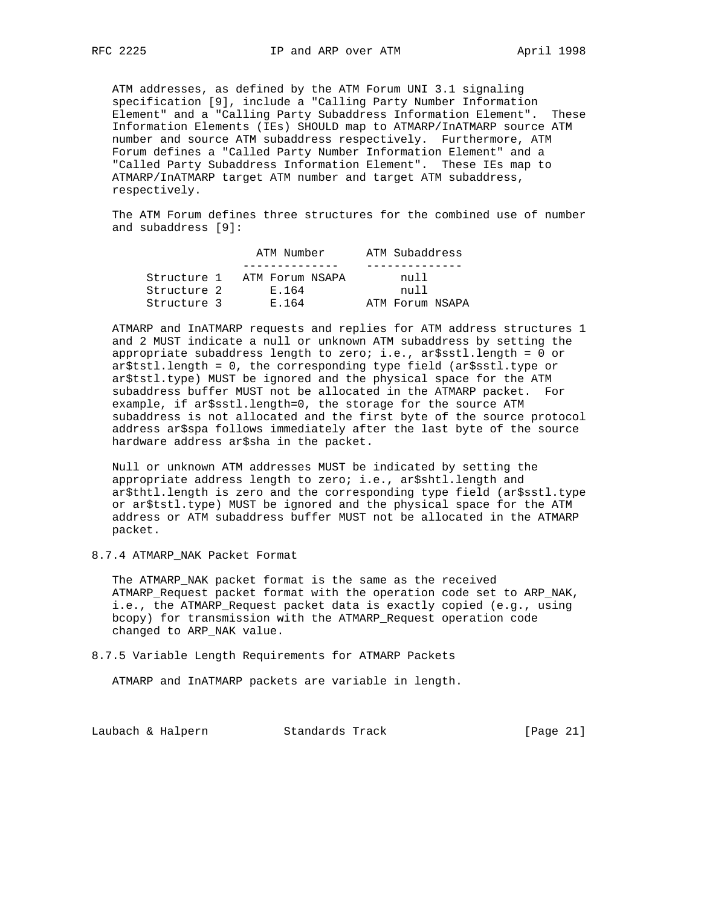ATM addresses, as defined by the ATM Forum UNI 3.1 signaling specification [9], include a "Calling Party Number Information Element" and a "Calling Party Subaddress Information Element". These Information Elements (IEs) SHOULD map to ATMARP/InATMARP source ATM number and source ATM subaddress respectively. Furthermore, ATM Forum defines a "Called Party Number Information Element" and a "Called Party Subaddress Information Element". These IEs map to ATMARP/InATMARP target ATM number and target ATM subaddress, respectively.

The ATM Forum defines three structures for the combined use of number and subaddress [9]:

| | ATM Number | ATM Subaddress |
|---|---|---|
| Structure 1 | ATM Forum NSAPA | null |
| Structure 2 | E.164 | null |
| Structure 3 | E.164 | ATM Forum NSAPA |

ATMARP and InATMARP requests and replies for ATM address structures 1 and 2 MUST indicate a null or unknown ATM subaddress by setting the appropriate subaddress length to zero; i.e., ar$sstl.length = 0 or ar$tstl.length = 0, the corresponding type field (ar$sstl.type or ar$tstl.type) MUST be ignored and the physical space for the ATM subaddress buffer MUST not be allocated in the ATMARP packet. For example, if ar$sstl.length=0, the storage for the source ATM subaddress is not allocated and the first byte of the source protocol address ar$spa follows immediately after the last byte of the source hardware address ar$sha in the packet.

Null or unknown ATM addresses MUST be indicated by setting the appropriate address length to zero; i.e., ar$shtl.length and ar$thtl.length is zero and the corresponding type field (ar$sstl.type or ar$tstl.type) MUST be ignored and the physical space for the ATM address or ATM subaddress buffer MUST not be allocated in the ATMARP packet.

### 8.7.4 ATMARP_NAK Packet Format

The ATMARP_NAK packet format is the same as the received ATMARP_Request packet format with the operation code set to ARP_NAK, i.e., the ATMARP_Request packet data is exactly copied (e.g., using bcopy) for transmission with the ATMARP_Request operation code changed to ARP_NAK value.

### 8.7.5 Variable Length Requirements for ATMARP Packets

ATMARP and InATMARP packets are variable in length.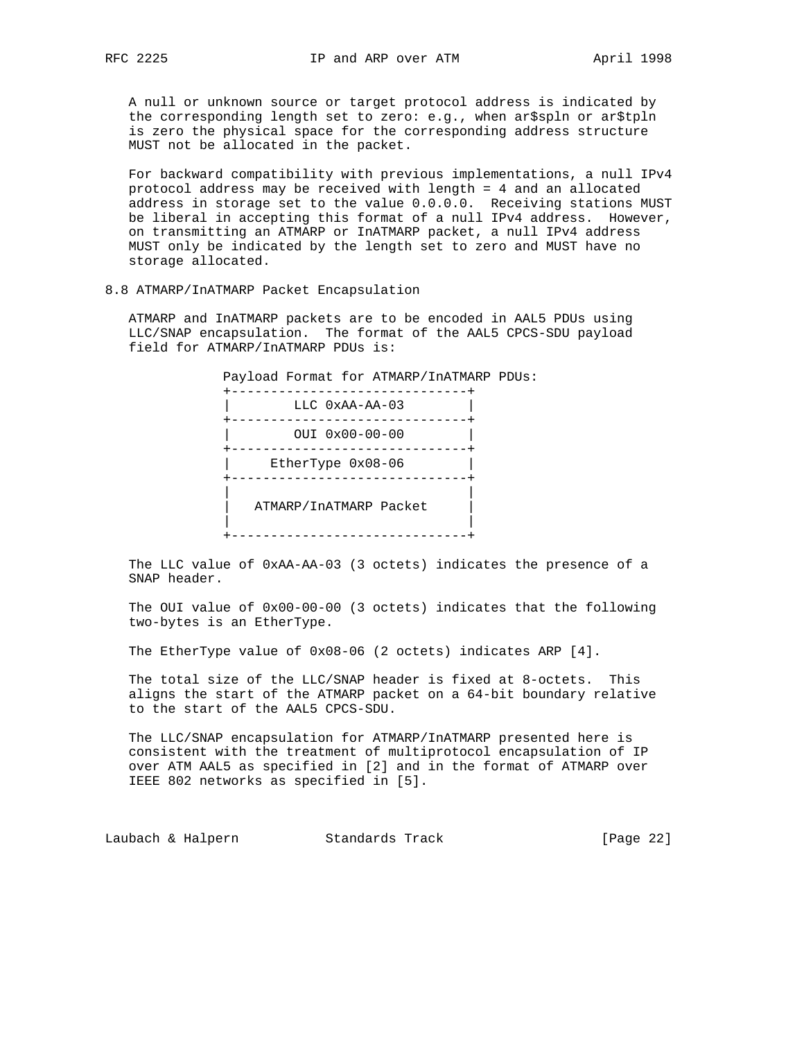A null or unknown source or target protocol address is indicated by the corresponding length set to zero: e.g., when ar$spln or ar$tpln is zero the physical space for the corresponding address structure MUST not be allocated in the packet.

For backward compatibility with previous implementations, a null IPv4 protocol address may be received with length = 4 and an allocated address in storage set to the value 0.0.0.0. Receiving stations MUST be liberal in accepting this format of a null IPv4 address. However, on transmitting an ATMARP or InATMARP packet, a null IPv4 address MUST only be indicated by the length set to zero and MUST have no storage allocated.

## 8.8 ATMARP/InATMARP Packet Encapsulation

ATMARP and InATMARP packets are to be encoded in AAL5 PDUs using LLC/SNAP encapsulation. The format of the AAL5 CPCS-SDU payload field for ATMARP/InATMARP PDUs is:

```
           Payload Format for ATMARP/InATMARP PDUs:
           +------------------------------+
           |        LLC 0xAA-AA-03        |
           +------------------------------+
           |        OUI 0x00-00-00        |
           +------------------------------+
           |      EtherType 0x08-06       |
           +------------------------------+
           |                              |
           |   ATMARP/InATMARP Packet     |
           |                              |
           +------------------------------+
```

The LLC value of 0xAA-AA-03 (3 octets) indicates the presence of a SNAP header.

The OUI value of 0x00-00-00 (3 octets) indicates that the following two-bytes is an EtherType.

The EtherType value of 0x08-06 (2 octets) indicates ARP [4].

The total size of the LLC/SNAP header is fixed at 8-octets. This aligns the start of the ATMARP packet on a 64-bit boundary relative to the start of the AAL5 CPCS-SDU.

The LLC/SNAP encapsulation for ATMARP/InATMARP presented here is consistent with the treatment of multiprotocol encapsulation of IP over ATM AAL5 as specified in [2] and in the format of ATMARP over IEEE 802 networks as specified in [5].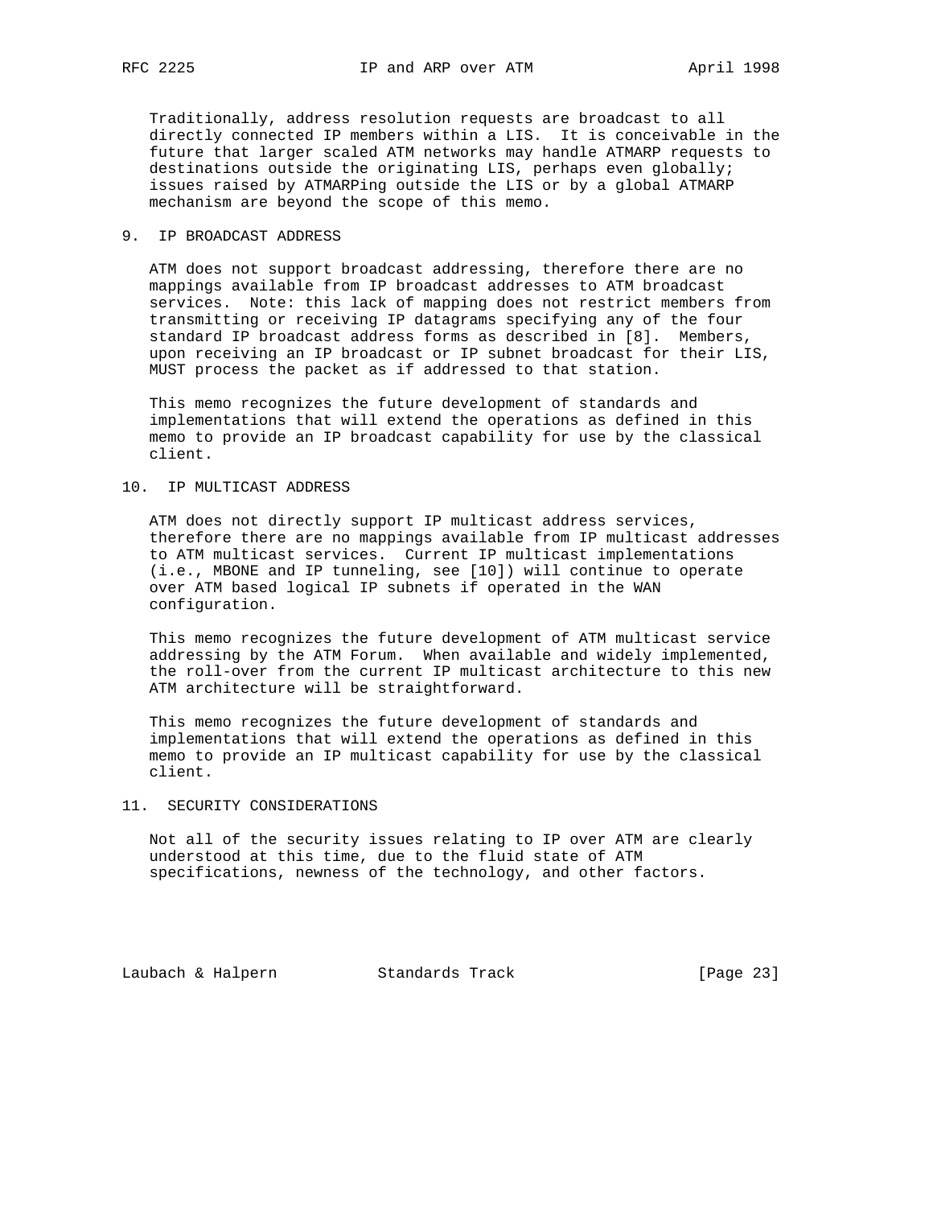Traditionally, address resolution requests are broadcast to all directly connected IP members within a LIS. It is conceivable in the future that larger scaled ATM networks may handle ATMARP requests to destinations outside the originating LIS, perhaps even globally; issues raised by ATMARPing outside the LIS or by a global ATMARP mechanism are beyond the scope of this memo.

## 9. IP BROADCAST ADDRESS

ATM does not support broadcast addressing, therefore there are no mappings available from IP broadcast addresses to ATM broadcast services. Note: this lack of mapping does not restrict members from transmitting or receiving IP datagrams specifying any of the four standard IP broadcast address forms as described in [8]. Members, upon receiving an IP broadcast or IP subnet broadcast for their LIS, MUST process the packet as if addressed to that station.

This memo recognizes the future development of standards and implementations that will extend the operations as defined in this memo to provide an IP broadcast capability for use by the classical client.

## 10. IP MULTICAST ADDRESS

ATM does not directly support IP multicast address services, therefore there are no mappings available from IP multicast addresses to ATM multicast services. Current IP multicast implementations (i.e., MBONE and IP tunneling, see [10]) will continue to operate over ATM based logical IP subnets if operated in the WAN configuration.

This memo recognizes the future development of ATM multicast service addressing by the ATM Forum. When available and widely implemented, the roll-over from the current IP multicast architecture to this new ATM architecture will be straightforward.

This memo recognizes the future development of standards and implementations that will extend the operations as defined in this memo to provide an IP multicast capability for use by the classical client.

## 11. SECURITY CONSIDERATIONS

Not all of the security issues relating to IP over ATM are clearly understood at this time, due to the fluid state of ATM specifications, newness of the technology, and other factors.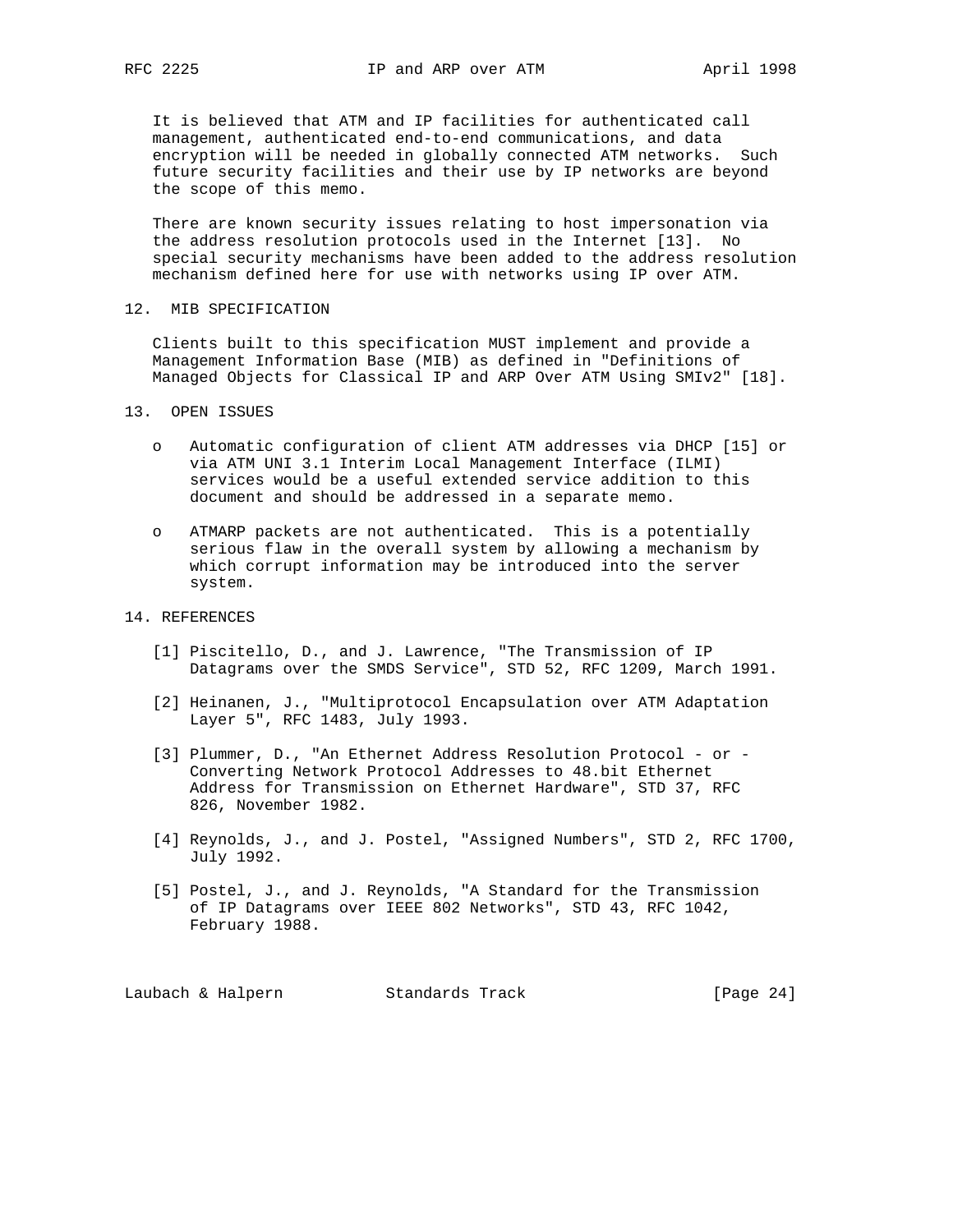It is believed that ATM and IP facilities for authenticated call management, authenticated end-to-end communications, and data encryption will be needed in globally connected ATM networks. Such future security facilities and their use by IP networks are beyond the scope of this memo.

There are known security issues relating to host impersonation via the address resolution protocols used in the Internet [13]. No special security mechanisms have been added to the address resolution mechanism defined here for use with networks using IP over ATM.

## 12. MIB SPECIFICATION

Clients built to this specification MUST implement and provide a Management Information Base (MIB) as defined in "Definitions of Managed Objects for Classical IP and ARP Over ATM Using SMIv2" [18].

## 13. OPEN ISSUES

- Automatic configuration of client ATM addresses via DHCP [15] or via ATM UNI 3.1 Interim Local Management Interface (ILMI) services would be a useful extended service addition to this document and should be addressed in a separate memo.

- ATMARP packets are not authenticated. This is a potentially serious flaw in the overall system by allowing a mechanism by which corrupt information may be introduced into the server system.

## 14. REFERENCES

[1] Piscitello, D., and J. Lawrence, "The Transmission of IP Datagrams over the SMDS Service", STD 52, RFC 1209, March 1991.

[2] Heinanen, J., "Multiprotocol Encapsulation over ATM Adaptation Layer 5", RFC 1483, July 1993.

[3] Plummer, D., "An Ethernet Address Resolution Protocol - or - Converting Network Protocol Addresses to 48.bit Ethernet Address for Transmission on Ethernet Hardware", STD 37, RFC 826, November 1982.

[4] Reynolds, J., and J. Postel, "Assigned Numbers", STD 2, RFC 1700, July 1992.

[5] Postel, J., and J. Reynolds, "A Standard for the Transmission of IP Datagrams over IEEE 802 Networks", STD 43, RFC 1042, February 1988.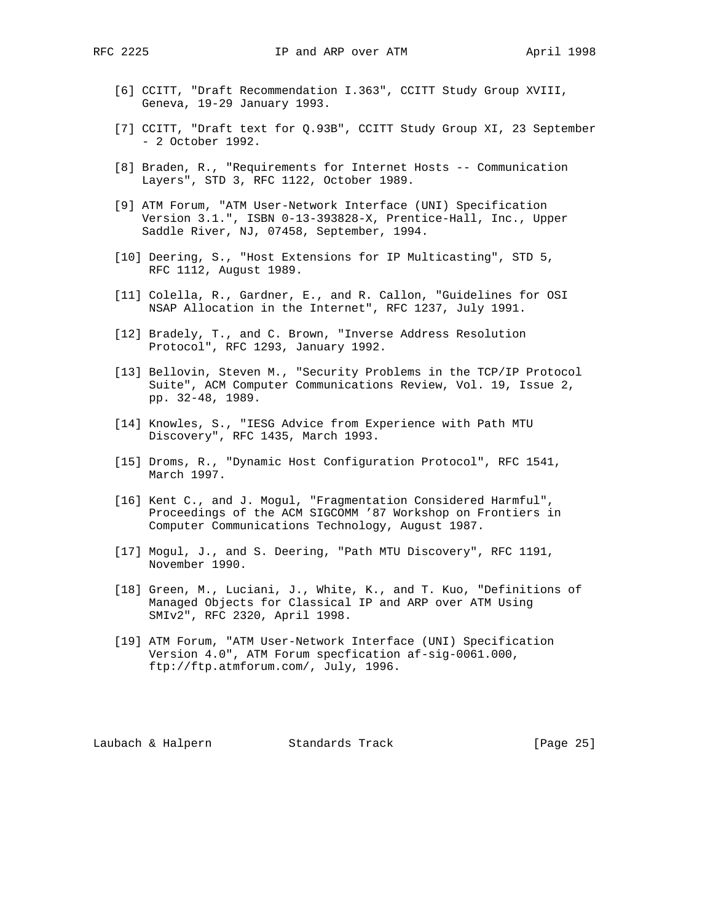[6] CCITT, "Draft Recommendation I.363", CCITT Study Group XVIII, Geneva, 19-29 January 1993.

[7] CCITT, "Draft text for Q.93B", CCITT Study Group XI, 23 September - 2 October 1992.

[8] Braden, R., "Requirements for Internet Hosts -- Communication Layers", STD 3, RFC 1122, October 1989.

[9] ATM Forum, "ATM User-Network Interface (UNI) Specification Version 3.1.", ISBN 0-13-393828-X, Prentice-Hall, Inc., Upper Saddle River, NJ, 07458, September, 1994.

[10] Deering, S., "Host Extensions for IP Multicasting", STD 5, RFC 1112, August 1989.

[11] Colella, R., Gardner, E., and R. Callon, "Guidelines for OSI NSAP Allocation in the Internet", RFC 1237, July 1991.

[12] Bradely, T., and C. Brown, "Inverse Address Resolution Protocol", RFC 1293, January 1992.

[13] Bellovin, Steven M., "Security Problems in the TCP/IP Protocol Suite", ACM Computer Communications Review, Vol. 19, Issue 2, pp. 32-48, 1989.

[14] Knowles, S., "IESG Advice from Experience with Path MTU Discovery", RFC 1435, March 1993.

[15] Droms, R., "Dynamic Host Configuration Protocol", RFC 1541, March 1997.

[16] Kent C., and J. Mogul, "Fragmentation Considered Harmful", Proceedings of the ACM SIGCOMM ’87 Workshop on Frontiers in Computer Communications Technology, August 1987.

[17] Mogul, J., and S. Deering, "Path MTU Discovery", RFC 1191, November 1990.

[18] Green, M., Luciani, J., White, K., and T. Kuo, "Definitions of Managed Objects for Classical IP and ARP over ATM Using SMIv2", RFC 2320, April 1998.

[19] ATM Forum, "ATM User-Network Interface (UNI) Specification Version 4.0", ATM Forum specfication af-sig-0061.000, ftp://ftp.atmforum.com/, July, 1996.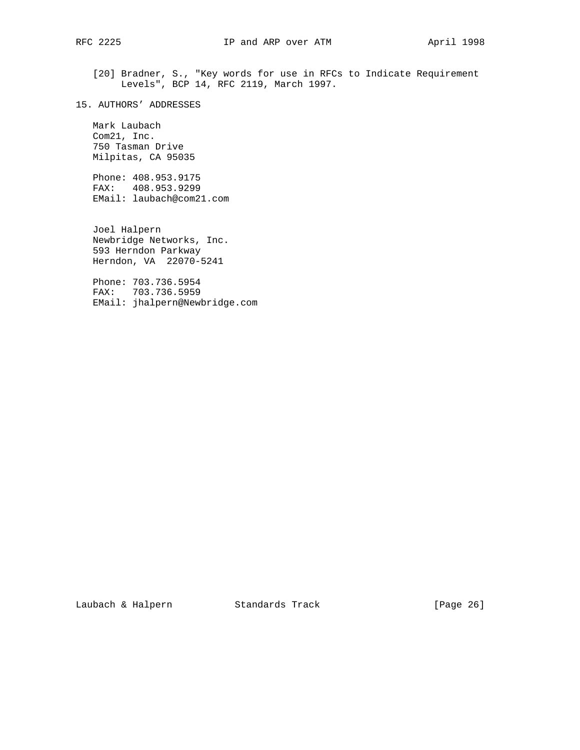[20] Bradner, S., "Key words for use in RFCs to Indicate Requirement Levels", BCP 14, RFC 2119, March 1997.

## 15. AUTHORS' ADDRESSES

Mark Laubach
Com21, Inc.
750 Tasman Drive
Milpitas, CA 95035

Phone: 408.953.9175
FAX: 408.953.9299
EMail: laubach@com21.com

Joel Halpern
Newbridge Networks, Inc.
593 Herndon Parkway
Herndon, VA 22070-5241

Phone: 703.736.5954
FAX: 703.736.5959
EMail: jhalpern@Newbridge.com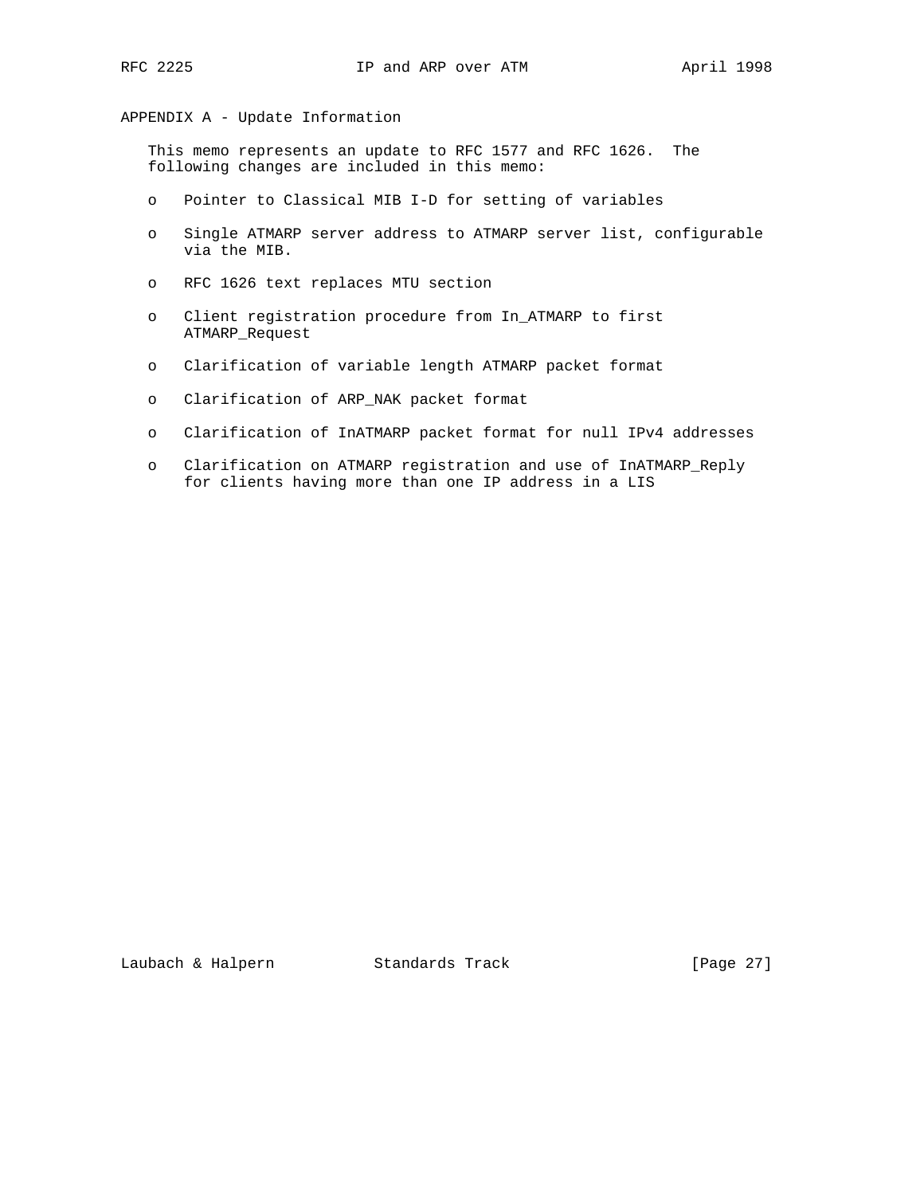## APPENDIX A - Update Information

This memo represents an update to RFC 1577 and RFC 1626. The following changes are included in this memo:

- Pointer to Classical MIB I-D for setting of variables
- Single ATMARP server address to ATMARP server list, configurable via the MIB.
- RFC 1626 text replaces MTU section
- Client registration procedure from In_ATMARP to first ATMARP_Request
- Clarification of variable length ATMARP packet format
- Clarification of ARP_NAK packet format
- Clarification of InATMARP packet format for null IPv4 addresses
- Clarification on ATMARP registration and use of InATMARP_Reply for clients having more than one IP address in a LIS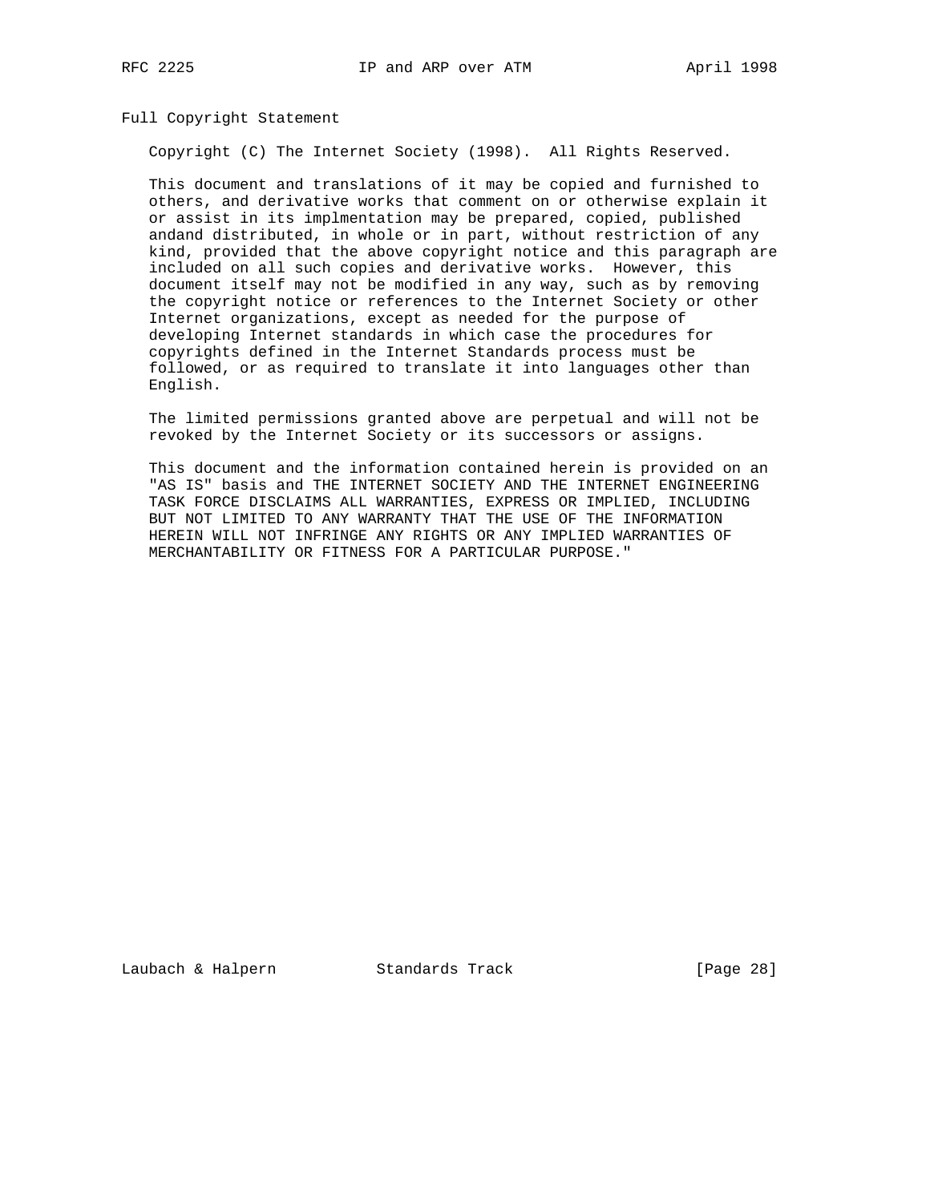## Full Copyright Statement

Copyright (C) The Internet Society (1998).  All Rights Reserved.

This document and translations of it may be copied and furnished to others, and derivative works that comment on or otherwise explain it or assist in its implmentation may be prepared, copied, published andand distributed, in whole or in part, without restriction of any kind, provided that the above copyright notice and this paragraph are included on all such copies and derivative works.  However, this document itself may not be modified in any way, such as by removing the copyright notice or references to the Internet Society or other Internet organizations, except as needed for the purpose of developing Internet standards in which case the procedures for copyrights defined in the Internet Standards process must be followed, or as required to translate it into languages other than English.

The limited permissions granted above are perpetual and will not be revoked by the Internet Society or its successors or assigns.

This document and the information contained herein is provided on an "AS IS" basis and THE INTERNET SOCIETY AND THE INTERNET ENGINEERING TASK FORCE DISCLAIMS ALL WARRANTIES, EXPRESS OR IMPLIED, INCLUDING BUT NOT LIMITED TO ANY WARRANTY THAT THE USE OF THE INFORMATION HEREIN WILL NOT INFRINGE ANY RIGHTS OR ANY IMPLIED WARRANTIES OF MERCHANTABILITY OR FITNESS FOR A PARTICULAR PURPOSE."